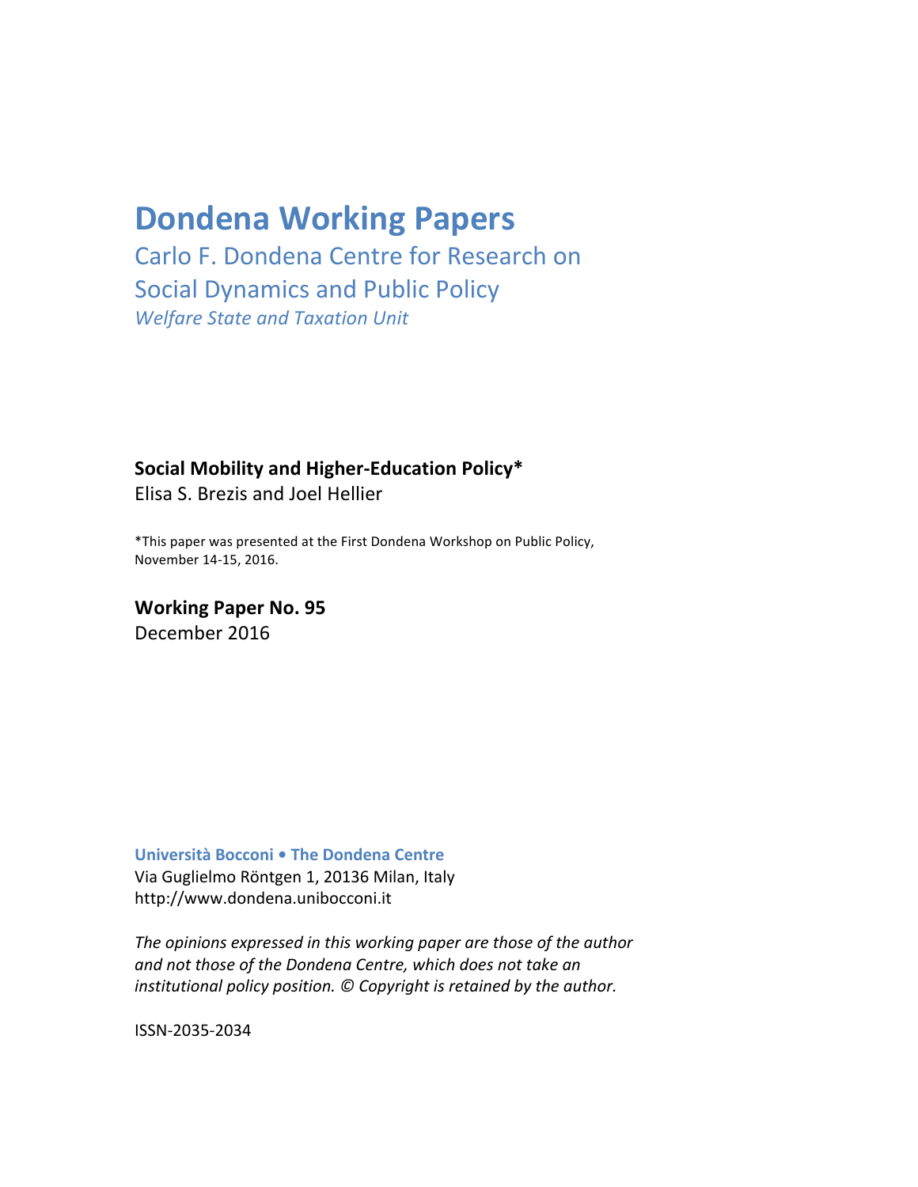# Dondena Working Papers

## Carlo F. Dondena Centre for Research on Social Dynamics and Public Policy

*Welfare State and Taxation Unit*

**Social Mobility and Higher-Education Policy***

Elisa S. Brezis and Joel Hellier

*This paper was presented at the First Dondena Workshop on Public Policy, November 14-15, 2016.

**Working Paper No. 95**

December 2016

**Università Bocconi • The Dondena Centre**

Via Guglielmo Röntgen 1, 20136 Milan, Italy

http://www.dondena.unibocconi.it

*The opinions expressed in this working paper are those of the author and not those of the Dondena Centre, which does not take an institutional policy position. © Copyright is retained by the author.*

ISSN-2035-2034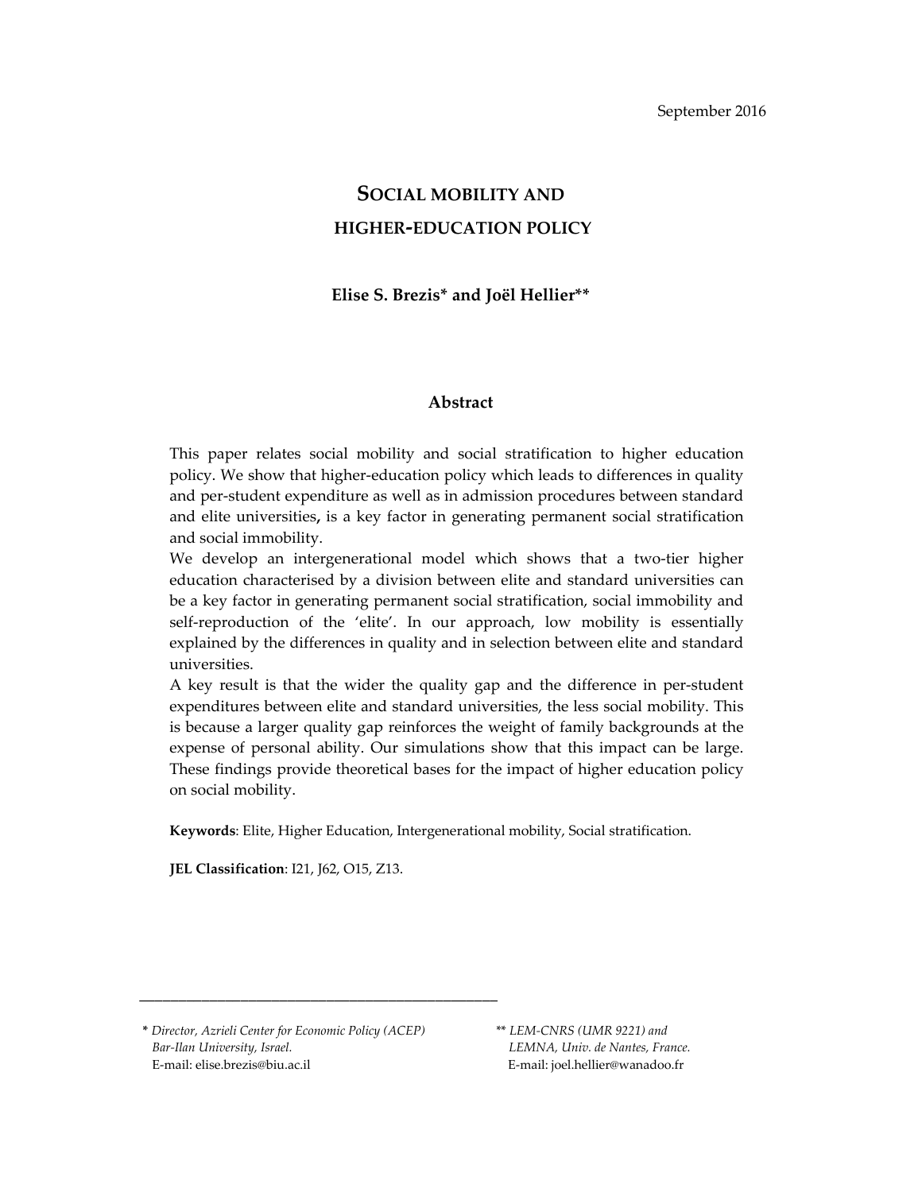September 2016

# SOCIAL MOBILITY AND HIGHER-EDUCATION POLICY

**Elise S. Brezis\* and Joël Hellier\*\***

## Abstract

This paper relates social mobility and social stratification to higher education policy. We show that higher-education policy which leads to differences in quality and per-student expenditure as well as in admission procedures between standard and elite universities**,** is a key factor in generating permanent social stratification and social immobility.

We develop an intergenerational model which shows that a two-tier higher education characterised by a division between elite and standard universities can be a key factor in generating permanent social stratification, social immobility and self-reproduction of the 'elite'. In our approach, low mobility is essentially explained by the differences in quality and in selection between elite and standard universities.

A key result is that the wider the quality gap and the difference in per-student expenditures between elite and standard universities, the less social mobility. This is because a larger quality gap reinforces the weight of family backgrounds at the expense of personal ability. Our simulations show that this impact can be large. These findings provide theoretical bases for the impact of higher education policy on social mobility.

**Keywords**: Elite, Higher Education, Intergenerational mobility, Social stratification.

**JEL Classification**: I21, J62, O15, Z13.

---

\* *Director, Azrieli Center for Economic Policy (ACEP) Bar-Ilan University, Israel.*
E-mail: elise.brezis@biu.ac.il

\*\* *LEM-CNRS (UMR 9221) and LEMNA, Univ. de Nantes, France.*
E-mail: joel.hellier@wanadoo.fr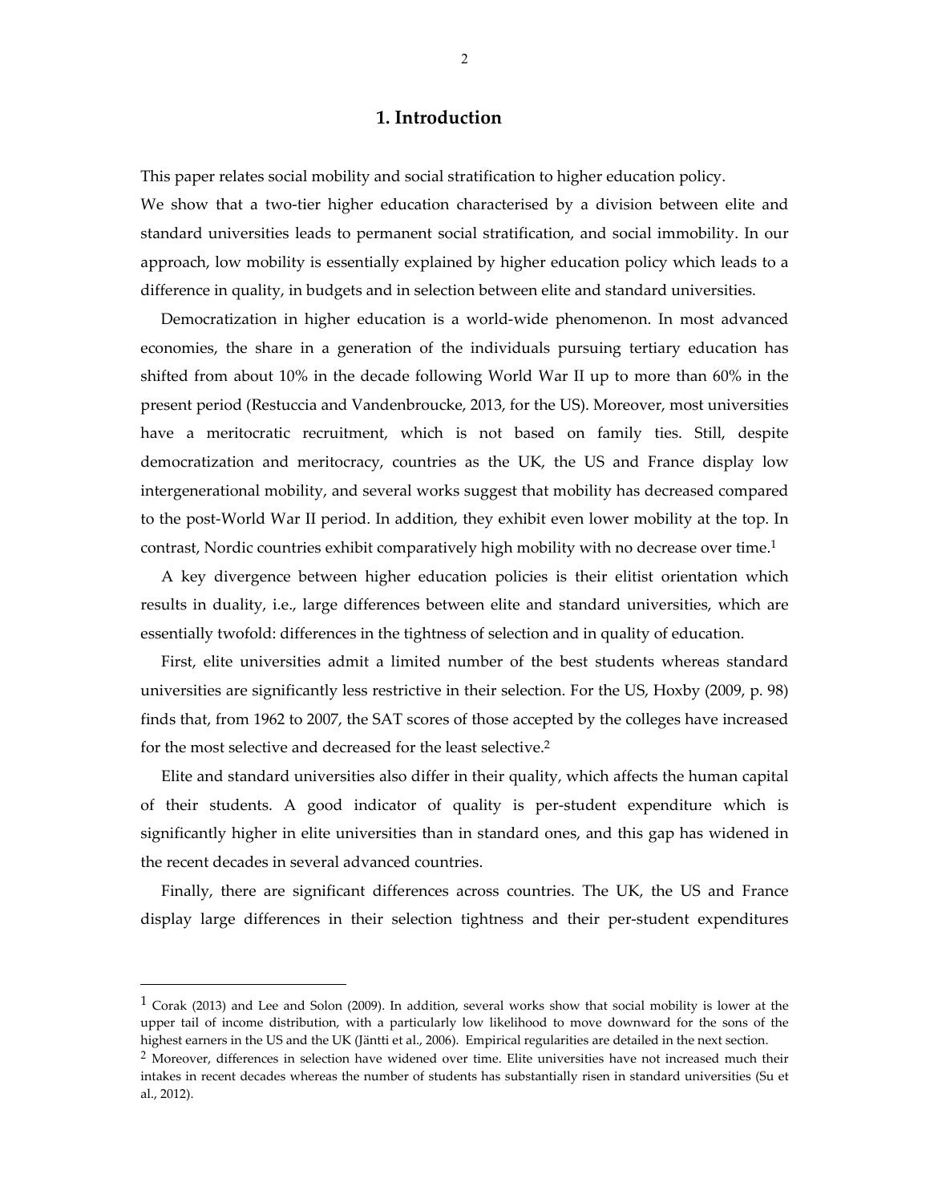# 1. Introduction

This paper relates social mobility and social stratification to higher education policy. We show that a two-tier higher education characterised by a division between elite and standard universities leads to permanent social stratification, and social immobility. In our approach, low mobility is essentially explained by higher education policy which leads to a difference in quality, in budgets and in selection between elite and standard universities.

Democratization in higher education is a world-wide phenomenon. In most advanced economies, the share in a generation of the individuals pursuing tertiary education has shifted from about 10% in the decade following World War II up to more than 60% in the present period (Restuccia and Vandenbroucke, 2013, for the US). Moreover, most universities have a meritocratic recruitment, which is not based on family ties. Still, despite democratization and meritocracy, countries as the UK, the US and France display low intergenerational mobility, and several works suggest that mobility has decreased compared to the post-World War II period. In addition, they exhibit even lower mobility at the top. In contrast, Nordic countries exhibit comparatively high mobility with no decrease over time.[1]

A key divergence between higher education policies is their elitist orientation which results in duality, i.e., large differences between elite and standard universities, which are essentially twofold: differences in the tightness of selection and in quality of education.

First, elite universities admit a limited number of the best students whereas standard universities are significantly less restrictive in their selection. For the US, Hoxby (2009, p. 98) finds that, from 1962 to 2007, the SAT scores of those accepted by the colleges have increased for the most selective and decreased for the least selective.[2]

Elite and standard universities also differ in their quality, which affects the human capital of their students. A good indicator of quality is per-student expenditure which is significantly higher in elite universities than in standard ones, and this gap has widened in the recent decades in several advanced countries.

Finally, there are significant differences across countries. The UK, the US and France display large differences in their selection tightness and their per-student expenditures

[1] Corak (2013) and Lee and Solon (2009). In addition, several works show that social mobility is lower at the upper tail of income distribution, with a particularly low likelihood to move downward for the sons of the highest earners in the US and the UK (Jäntti et al., 2006). Empirical regularities are detailed in the next section.

[2] Moreover, differences in selection have widened over time. Elite universities have not increased much their intakes in recent decades whereas the number of students has substantially risen in standard universities (Su et al., 2012).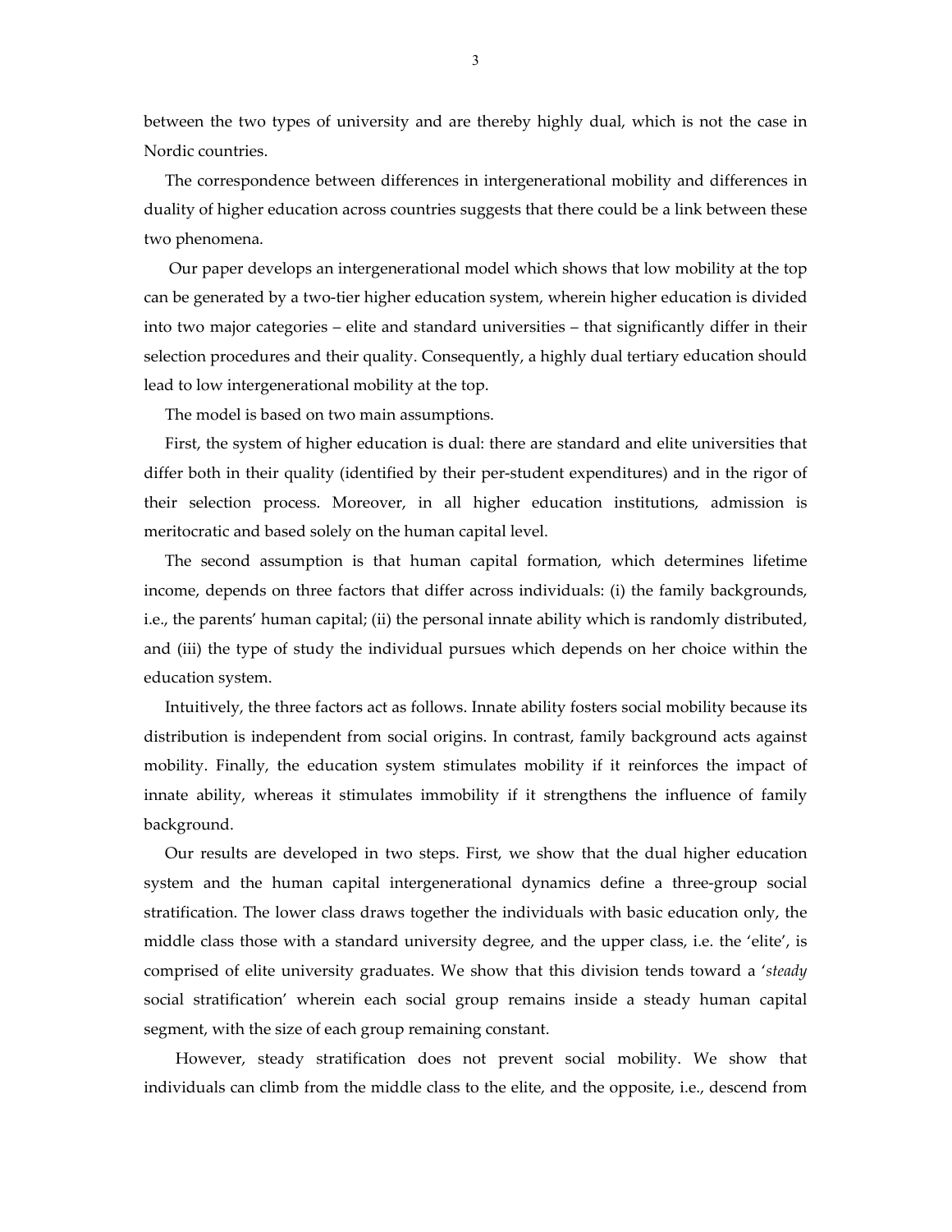between the two types of university and are thereby highly dual, which is not the case in Nordic countries.

The correspondence between differences in intergenerational mobility and differences in duality of higher education across countries suggests that there could be a link between these two phenomena.

Our paper develops an intergenerational model which shows that low mobility at the top can be generated by a two-tier higher education system, wherein higher education is divided into two major categories – elite and standard universities – that significantly differ in their selection procedures and their quality. Consequently, a highly dual tertiary education should lead to low intergenerational mobility at the top.

The model is based on two main assumptions.

First, the system of higher education is dual: there are standard and elite universities that differ both in their quality (identified by their per-student expenditures) and in the rigor of their selection process. Moreover, in all higher education institutions, admission is meritocratic and based solely on the human capital level.

The second assumption is that human capital formation, which determines lifetime income, depends on three factors that differ across individuals: (i) the family backgrounds, i.e., the parents' human capital; (ii) the personal innate ability which is randomly distributed, and (iii) the type of study the individual pursues which depends on her choice within the education system.

Intuitively, the three factors act as follows. Innate ability fosters social mobility because its distribution is independent from social origins. In contrast, family background acts against mobility. Finally, the education system stimulates mobility if it reinforces the impact of innate ability, whereas it stimulates immobility if it strengthens the influence of family background.

Our results are developed in two steps. First, we show that the dual higher education system and the human capital intergenerational dynamics define a three-group social stratification. The lower class draws together the individuals with basic education only, the middle class those with a standard university degree, and the upper class, i.e. the 'elite', is comprised of elite university graduates. We show that this division tends toward a '*steady* social stratification' wherein each social group remains inside a steady human capital segment, with the size of each group remaining constant.

However, steady stratification does not prevent social mobility. We show that individuals can climb from the middle class to the elite, and the opposite, i.e., descend from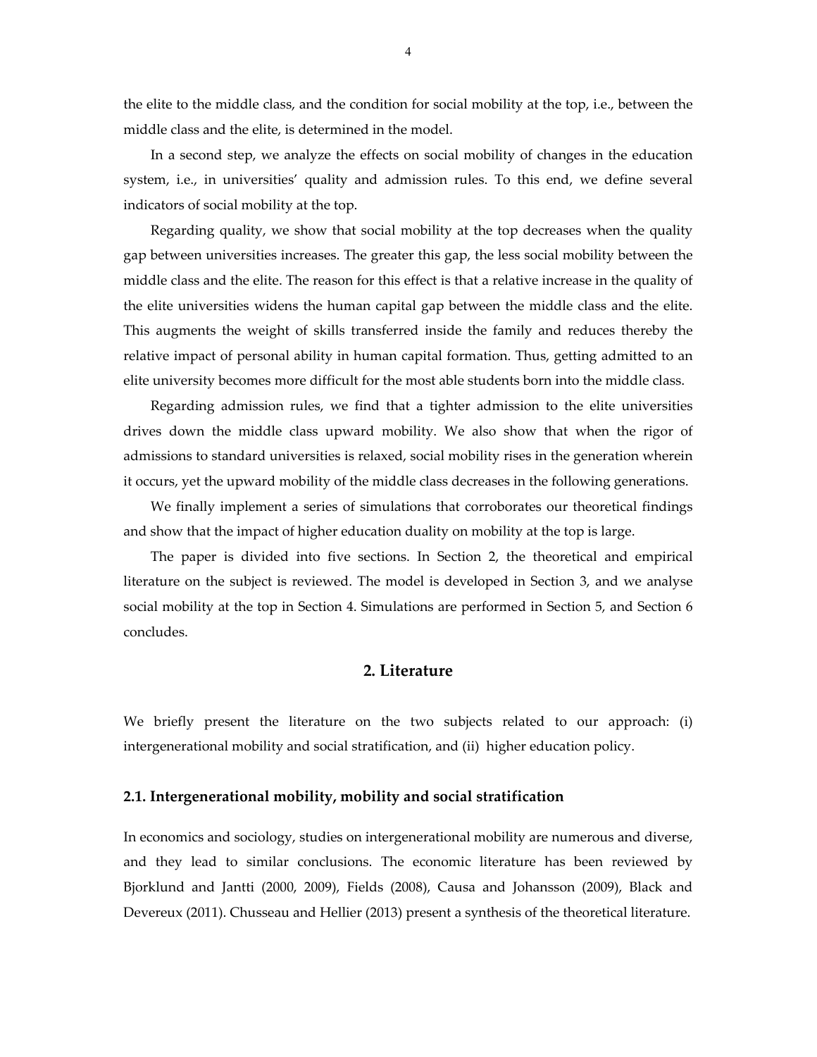the elite to the middle class, and the condition for social mobility at the top, i.e., between the middle class and the elite, is determined in the model.

In a second step, we analyze the effects on social mobility of changes in the education system, i.e., in universities' quality and admission rules. To this end, we define several indicators of social mobility at the top.

Regarding quality, we show that social mobility at the top decreases when the quality gap between universities increases. The greater this gap, the less social mobility between the middle class and the elite. The reason for this effect is that a relative increase in the quality of the elite universities widens the human capital gap between the middle class and the elite. This augments the weight of skills transferred inside the family and reduces thereby the relative impact of personal ability in human capital formation. Thus, getting admitted to an elite university becomes more difficult for the most able students born into the middle class.

Regarding admission rules, we find that a tighter admission to the elite universities drives down the middle class upward mobility. We also show that when the rigor of admissions to standard universities is relaxed, social mobility rises in the generation wherein it occurs, yet the upward mobility of the middle class decreases in the following generations.

We finally implement a series of simulations that corroborates our theoretical findings and show that the impact of higher education duality on mobility at the top is large.

The paper is divided into five sections. In Section 2, the theoretical and empirical literature on the subject is reviewed. The model is developed in Section 3, and we analyse social mobility at the top in Section 4. Simulations are performed in Section 5, and Section 6 concludes.

## 2. Literature

We briefly present the literature on the two subjects related to our approach: (i) intergenerational mobility and social stratification, and (ii) higher education policy.

### 2.1. Intergenerational mobility, mobility and social stratification

In economics and sociology, studies on intergenerational mobility are numerous and diverse, and they lead to similar conclusions. The economic literature has been reviewed by Bjorklund and Jantti (2000, 2009), Fields (2008), Causa and Johansson (2009), Black and Devereux (2011). Chusseau and Hellier (2013) present a synthesis of the theoretical literature.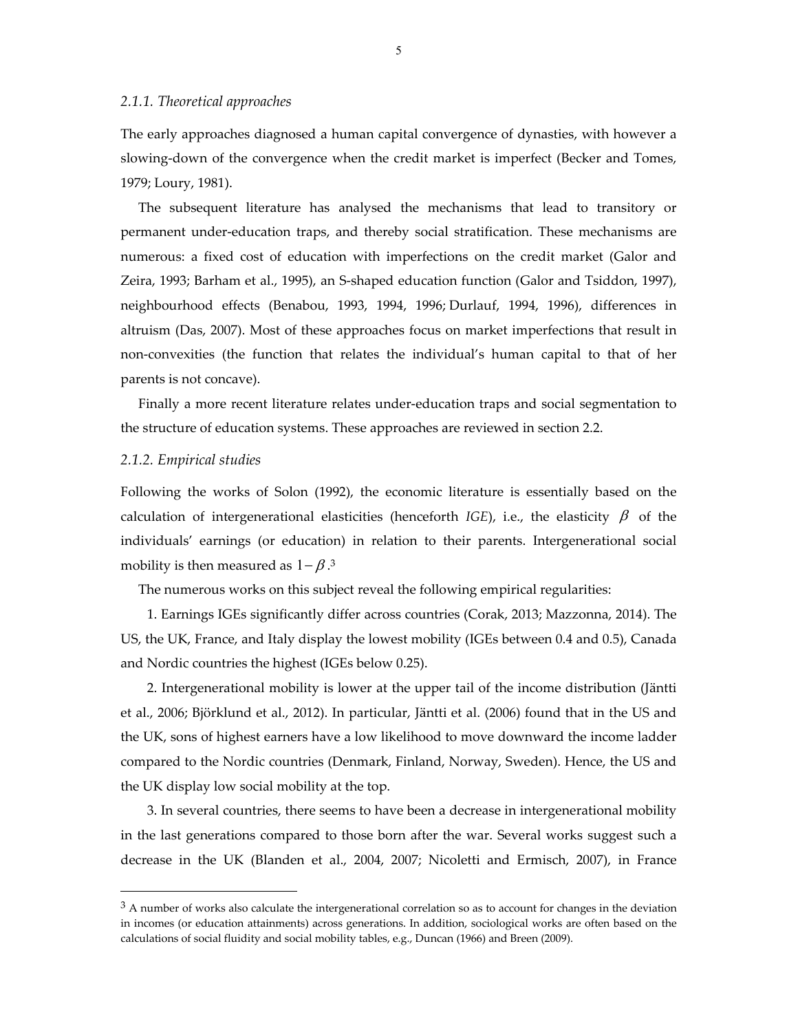### *2.1.1. Theoretical approaches*

The early approaches diagnosed a human capital convergence of dynasties, with however a slowing-down of the convergence when the credit market is imperfect (Becker and Tomes, 1979; Loury, 1981).

The subsequent literature has analysed the mechanisms that lead to transitory or permanent under-education traps, and thereby social stratification. These mechanisms are numerous: a fixed cost of education with imperfections on the credit market (Galor and Zeira, 1993; Barham et al., 1995), an S-shaped education function (Galor and Tsiddon, 1997), neighbourhood effects (Benabou, 1993, 1994, 1996; Durlauf, 1994, 1996), differences in altruism (Das, 2007). Most of these approaches focus on market imperfections that result in non-convexities (the function that relates the individual's human capital to that of her parents is not concave).

Finally a more recent literature relates under-education traps and social segmentation to the structure of education systems. These approaches are reviewed in section 2.2.

### *2.1.2. Empirical studies*

Following the works of Solon (1992), the economic literature is essentially based on the calculation of intergenerational elasticities (henceforth *IGE*), i.e., the elasticity $\beta$ of the individuals' earnings (or education) in relation to their parents. Intergenerational social mobility is then measured as $1-\beta$.[3]

The numerous works on this subject reveal the following empirical regularities:

1. Earnings IGEs significantly differ across countries (Corak, 2013; Mazzonna, 2014). The US, the UK, France, and Italy display the lowest mobility (IGEs between 0.4 and 0.5), Canada and Nordic countries the highest (IGEs below 0.25).

2. Intergenerational mobility is lower at the upper tail of the income distribution (Jäntti et al., 2006; Björklund et al., 2012). In particular, Jäntti et al. (2006) found that in the US and the UK, sons of highest earners have a low likelihood to move downward the income ladder compared to the Nordic countries (Denmark, Finland, Norway, Sweden). Hence, the US and the UK display low social mobility at the top.

3. In several countries, there seems to have been a decrease in intergenerational mobility in the last generations compared to those born after the war. Several works suggest such a decrease in the UK (Blanden et al., 2004, 2007; Nicoletti and Ermisch, 2007), in France

[3] A number of works also calculate the intergenerational correlation so as to account for changes in the deviation in incomes (or education attainments) across generations. In addition, sociological works are often based on the calculations of social fluidity and social mobility tables, e.g., Duncan (1966) and Breen (2009).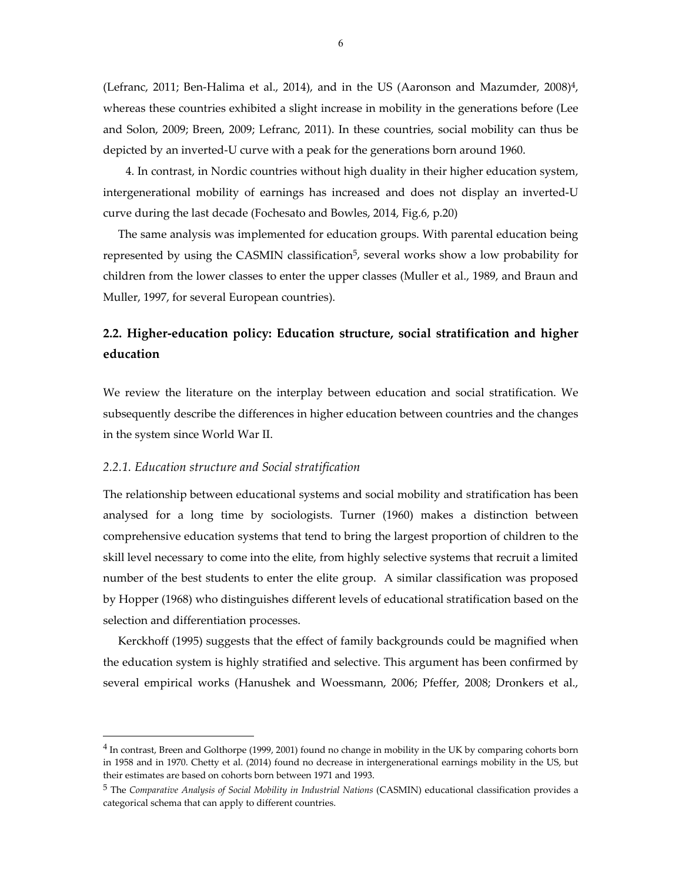(Lefranc, 2011; Ben-Halima et al., 2014), and in the US (Aaronson and Mazumder, 2008)[4], whereas these countries exhibited a slight increase in mobility in the generations before (Lee and Solon, 2009; Breen, 2009; Lefranc, 2011). In these countries, social mobility can thus be depicted by an inverted-U curve with a peak for the generations born around 1960.

4. In contrast, in Nordic countries without high duality in their higher education system, intergenerational mobility of earnings has increased and does not display an inverted-U curve during the last decade (Fochesato and Bowles, 2014, Fig.6, p.20)

The same analysis was implemented for education groups. With parental education being represented by using the CASMIN classification[5], several works show a low probability for children from the lower classes to enter the upper classes (Muller et al., 1989, and Braun and Muller, 1997, for several European countries).

## 2.2. Higher-education policy: Education structure, social stratification and higher education

We review the literature on the interplay between education and social stratification. We subsequently describe the differences in higher education between countries and the changes in the system since World War II.

### *2.2.1. Education structure and Social stratification*

The relationship between educational systems and social mobility and stratification has been analysed for a long time by sociologists. Turner (1960) makes a distinction between comprehensive education systems that tend to bring the largest proportion of children to the skill level necessary to come into the elite, from highly selective systems that recruit a limited number of the best students to enter the elite group. A similar classification was proposed by Hopper (1968) who distinguishes different levels of educational stratification based on the selection and differentiation processes.

Kerckhoff (1995) suggests that the effect of family backgrounds could be magnified when the education system is highly stratified and selective. This argument has been confirmed by several empirical works (Hanushek and Woessmann, 2006; Pfeffer, 2008; Dronkers et al.,

---

[4] In contrast, Breen and Golthorpe (1999, 2001) found no change in mobility in the UK by comparing cohorts born in 1958 and in 1970. Chetty et al. (2014) found no decrease in intergenerational earnings mobility in the US, but their estimates are based on cohorts born between 1971 and 1993.

[5] The *Comparative Analysis of Social Mobility in Industrial Nations* (CASMIN) educational classification provides a categorical schema that can apply to different countries.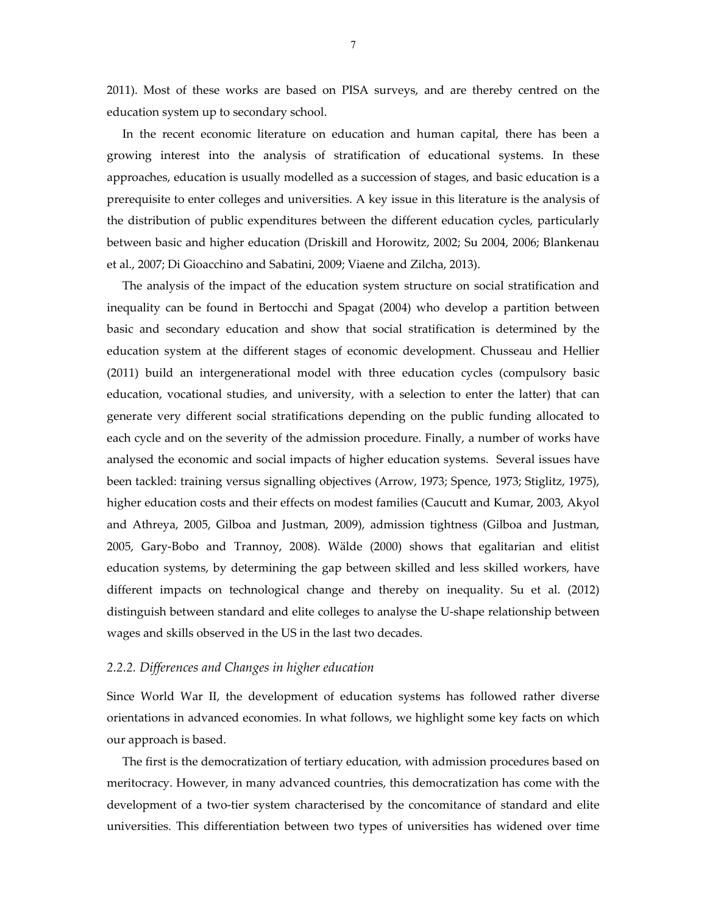2011). Most of these works are based on PISA surveys, and are thereby centred on the education system up to secondary school.

In the recent economic literature on education and human capital, there has been a growing interest into the analysis of stratification of educational systems. In these approaches, education is usually modelled as a succession of stages, and basic education is a prerequisite to enter colleges and universities. A key issue in this literature is the analysis of the distribution of public expenditures between the different education cycles, particularly between basic and higher education (Driskill and Horowitz, 2002; Su 2004, 2006; Blankenau et al., 2007; Di Gioacchino and Sabatini, 2009; Viaene and Zilcha, 2013).

The analysis of the impact of the education system structure on social stratification and inequality can be found in Bertocchi and Spagat (2004) who develop a partition between basic and secondary education and show that social stratification is determined by the education system at the different stages of economic development. Chusseau and Hellier (2011) build an intergenerational model with three education cycles (compulsory basic education, vocational studies, and university, with a selection to enter the latter) that can generate very different social stratifications depending on the public funding allocated to each cycle and on the severity of the admission procedure. Finally, a number of works have analysed the economic and social impacts of higher education systems. Several issues have been tackled: training versus signalling objectives (Arrow, 1973; Spence, 1973; Stiglitz, 1975), higher education costs and their effects on modest families (Caucutt and Kumar, 2003, Akyol and Athreya, 2005, Gilboa and Justman, 2009), admission tightness (Gilboa and Justman, 2005, Gary-Bobo and Trannoy, 2008). Wälde (2000) shows that egalitarian and elitist education systems, by determining the gap between skilled and less skilled workers, have different impacts on technological change and thereby on inequality. Su et al. (2012) distinguish between standard and elite colleges to analyse the U-shape relationship between wages and skills observed in the US in the last two decades.

### *2.2.2. Differences and Changes in higher education*

Since World War II, the development of education systems has followed rather diverse orientations in advanced economies. In what follows, we highlight some key facts on which our approach is based.

The first is the democratization of tertiary education, with admission procedures based on meritocracy. However, in many advanced countries, this democratization has come with the development of a two-tier system characterised by the concomitance of standard and elite universities. This differentiation between two types of universities has widened over time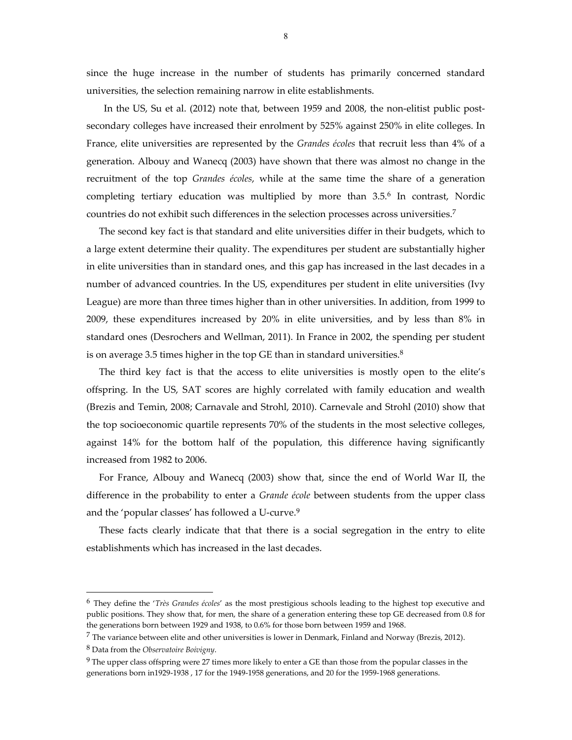since the huge increase in the number of students has primarily concerned standard universities, the selection remaining narrow in elite establishments.

In the US, Su et al. (2012) note that, between 1959 and 2008, the non-elitist public post-secondary colleges have increased their enrolment by 525% against 250% in elite colleges. In France, elite universities are represented by the *Grandes écoles* that recruit less than 4% of a generation. Albouy and Wanecq (2003) have shown that there was almost no change in the recruitment of the top *Grandes écoles*, while at the same time the share of a generation completing tertiary education was multiplied by more than 3.5.[6] In contrast, Nordic countries do not exhibit such differences in the selection processes across universities.[7]

The second key fact is that standard and elite universities differ in their budgets, which to a large extent determine their quality. The expenditures per student are substantially higher in elite universities than in standard ones, and this gap has increased in the last decades in a number of advanced countries. In the US, expenditures per student in elite universities (Ivy League) are more than three times higher than in other universities. In addition, from 1999 to 2009, these expenditures increased by 20% in elite universities, and by less than 8% in standard ones (Desrochers and Wellman, 2011). In France in 2002, the spending per student is on average 3.5 times higher in the top GE than in standard universities.[8]

The third key fact is that the access to elite universities is mostly open to the elite's offspring. In the US, SAT scores are highly correlated with family education and wealth (Brezis and Temin, 2008; Carnavale and Strohl, 2010). Carnevale and Strohl (2010) show that the top socioeconomic quartile represents 70% of the students in the most selective colleges, against 14% for the bottom half of the population, this difference having significantly increased from 1982 to 2006.

For France, Albouy and Wanecq (2003) show that, since the end of World War II, the difference in the probability to enter a *Grande école* between students from the upper class and the 'popular classes' has followed a U-curve.[9]

These facts clearly indicate that that there is a social segregation in the entry to elite establishments which has increased in the last decades.

---

[6] They define the '*Très Grandes écoles*' as the most prestigious schools leading to the highest top executive and public positions. They show that, for men, the share of a generation entering these top GE decreased from 0.8 for the generations born between 1929 and 1938, to 0.6% for those born between 1959 and 1968.

[7] The variance between elite and other universities is lower in Denmark, Finland and Norway (Brezis, 2012).

[8] Data from the *Observatoire Boivigny*.

[9] The upper class offspring were 27 times more likely to enter a GE than those from the popular classes in the generations born in1929-1938 , 17 for the 1949-1958 generations, and 20 for the 1959-1968 generations.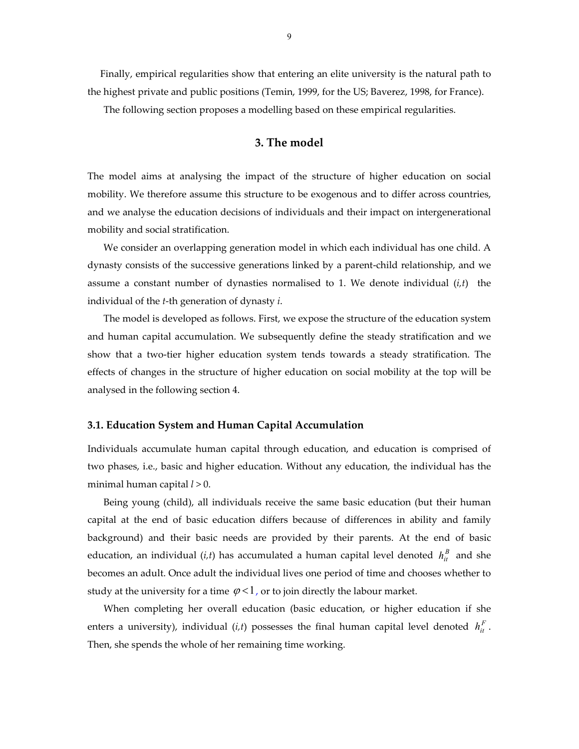Finally, empirical regularities show that entering an elite university is the natural path to the highest private and public positions (Temin, 1999, for the US; Baverez, 1998, for France).

The following section proposes a modelling based on these empirical regularities.

## 3. The model

The model aims at analysing the impact of the structure of higher education on social mobility. We therefore assume this structure to be exogenous and to differ across countries, and we analyse the education decisions of individuals and their impact on intergenerational mobility and social stratification.

We consider an overlapping generation model in which each individual has one child. A dynasty consists of the successive generations linked by a parent-child relationship, and we assume a constant number of dynasties normalised to 1. We denote individual $(i,t)$ the individual of the $t$-th generation of dynasty $i$.

The model is developed as follows. First, we expose the structure of the education system and human capital accumulation. We subsequently define the steady stratification and we show that a two-tier higher education system tends towards a steady stratification. The effects of changes in the structure of higher education on social mobility at the top will be analysed in the following section 4.

### 3.1. Education System and Human Capital Accumulation

Individuals accumulate human capital through education, and education is comprised of two phases, i.e., basic and higher education. Without any education, the individual has the minimal human capital $l > 0$.

Being young (child), all individuals receive the same basic education (but their human capital at the end of basic education differs because of differences in ability and family background) and their basic needs are provided by their parents. At the end of basic education, an individual $(i,t)$ has accumulated a human capital level denoted $h_{it}^{B}$ and she becomes an adult. Once adult the individual lives one period of time and chooses whether to study at the university for a time $\varphi < 1$, or to join directly the labour market.

When completing her overall education (basic education, or higher education if she enters a university), individual $(i,t)$ possesses the final human capital level denoted $h_{it}^{F}$. Then, she spends the whole of her remaining time working.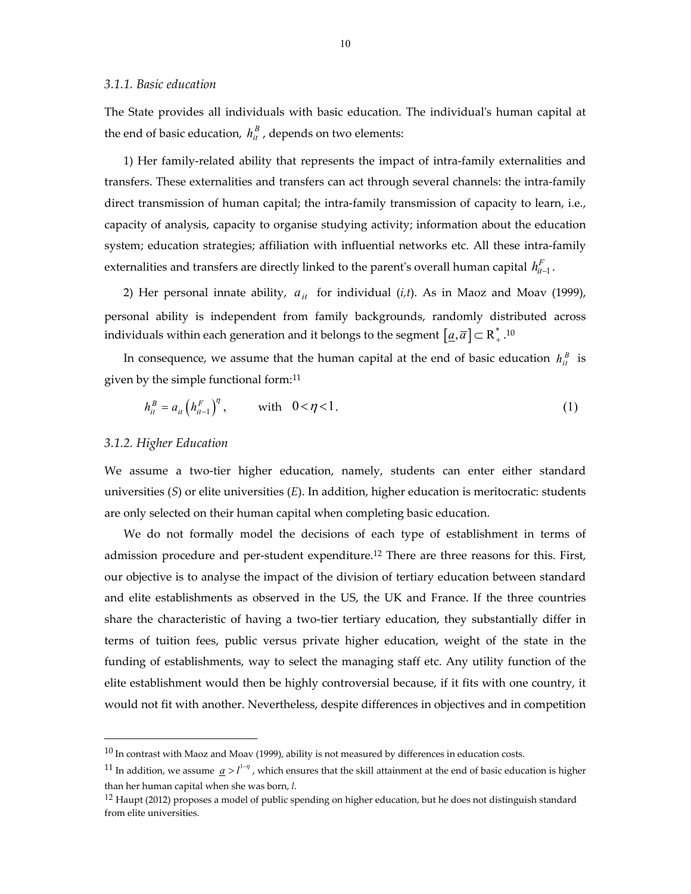### 3.1.1. Basic education

The State provides all individuals with basic education. The individual's human capital at the end of basic education, $h_{it}^{B}$, depends on two elements:

1) Her family-related ability that represents the impact of intra-family externalities and transfers. These externalities and transfers can act through several channels: the intra-family direct transmission of human capital; the intra-family transmission of capacity to learn, i.e., capacity of analysis, capacity to organise studying activity; information about the education system; education strategies; affiliation with influential networks etc. All these intra-family externalities and transfers are directly linked to the parent's overall human capital $h_{it-1}^{F}$.

2) Her personal innate ability, $a_{it}$ for individual (*i,t*). As in Maoz and Moav (1999), personal ability is independent from family backgrounds, randomly distributed across individuals within each generation and it belongs to the segment $\left[\underline{a},\overline{a}\right] \subset \mathrm{R}_{+}^{*}$.[10]

In consequence, we assume that the human capital at the end of basic education $h_{it}^{B}$ is given by the simple functional form:[11]

$$h_{it}^{B} = a_{it}\left(h_{it-1}^{F}\right)^{\eta}, \qquad \text{with} \quad 0<\eta<1. \tag{1}$$

### 3.1.2. Higher Education

We assume a two-tier higher education, namely, students can enter either standard universities (*S*) or elite universities (*E*). In addition, higher education is meritocratic: students are only selected on their human capital when completing basic education.

We do not formally model the decisions of each type of establishment in terms of admission procedure and per-student expenditure.[12] There are three reasons for this. First, our objective is to analyse the impact of the division of tertiary education between standard and elite establishments as observed in the US, the UK and France. If the three countries share the characteristic of having a two-tier tertiary education, they substantially differ in terms of tuition fees, public versus private higher education, weight of the state in the funding of establishments, way to select the managing staff etc. Any utility function of the elite establishment would then be highly controversial because, if it fits with one country, it would not fit with another. Nevertheless, despite differences in objectives and in competition

---

[10] In contrast with Maoz and Moav (1999), ability is not measured by differences in education costs.

[11] In addition, we assume $\underline{a} > l^{1-\eta}$, which ensures that the skill attainment at the end of basic education is higher than her human capital when she was born, *l*.

[12] Haupt (2012) proposes a model of public spending on higher education, but he does not distinguish standard from elite universities.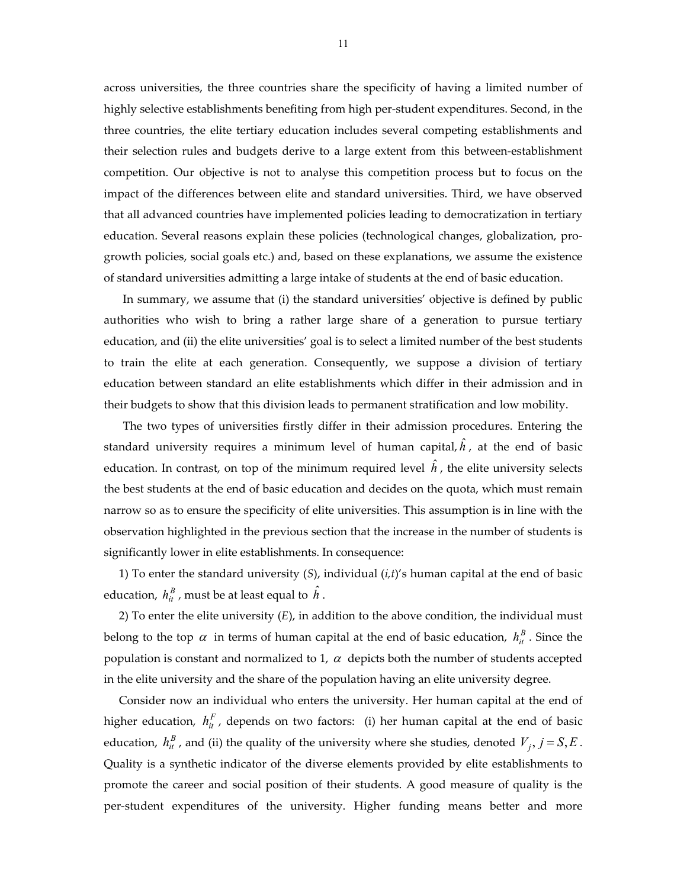across universities, the three countries share the specificity of having a limited number of highly selective establishments benefiting from high per-student expenditures. Second, in the three countries, the elite tertiary education includes several competing establishments and their selection rules and budgets derive to a large extent from this between-establishment competition. Our objective is not to analyse this competition process but to focus on the impact of the differences between elite and standard universities. Third, we have observed that all advanced countries have implemented policies leading to democratization in tertiary education. Several reasons explain these policies (technological changes, globalization, pro-growth policies, social goals etc.) and, based on these explanations, we assume the existence of standard universities admitting a large intake of students at the end of basic education.

In summary, we assume that (i) the standard universities' objective is defined by public authorities who wish to bring a rather large share of a generation to pursue tertiary education, and (ii) the elite universities' goal is to select a limited number of the best students to train the elite at each generation. Consequently, we suppose a division of tertiary education between standard an elite establishments which differ in their admission and in their budgets to show that this division leads to permanent stratification and low mobility.

The two types of universities firstly differ in their admission procedures. Entering the standard university requires a minimum level of human capital, $\hat{h}$, at the end of basic education. In contrast, on top of the minimum required level $\hat{h}$, the elite university selects the best students at the end of basic education and decides on the quota, which must remain narrow so as to ensure the specificity of elite universities. This assumption is in line with the observation highlighted in the previous section that the increase in the number of students is significantly lower in elite establishments. In consequence:

1) To enter the standard university (*S*), individual (*i*,*t*)'s human capital at the end of basic education, $h_{it}^{B}$, must be at least equal to $\hat{h}$.

2) To enter the elite university (*E*), in addition to the above condition, the individual must belong to the top $\alpha$ in terms of human capital at the end of basic education, $h_{it}^{B}$. Since the population is constant and normalized to 1, $\alpha$ depicts both the number of students accepted in the elite university and the share of the population having an elite university degree.

Consider now an individual who enters the university. Her human capital at the end of higher education, $h_{it}^{F}$, depends on two factors: (i) her human capital at the end of basic education, $h_{it}^{B}$, and (ii) the quality of the university where she studies, denoted $V_j, j = S, E$. Quality is a synthetic indicator of the diverse elements provided by elite establishments to promote the career and social position of their students. A good measure of quality is the per-student expenditures of the university. Higher funding means better and more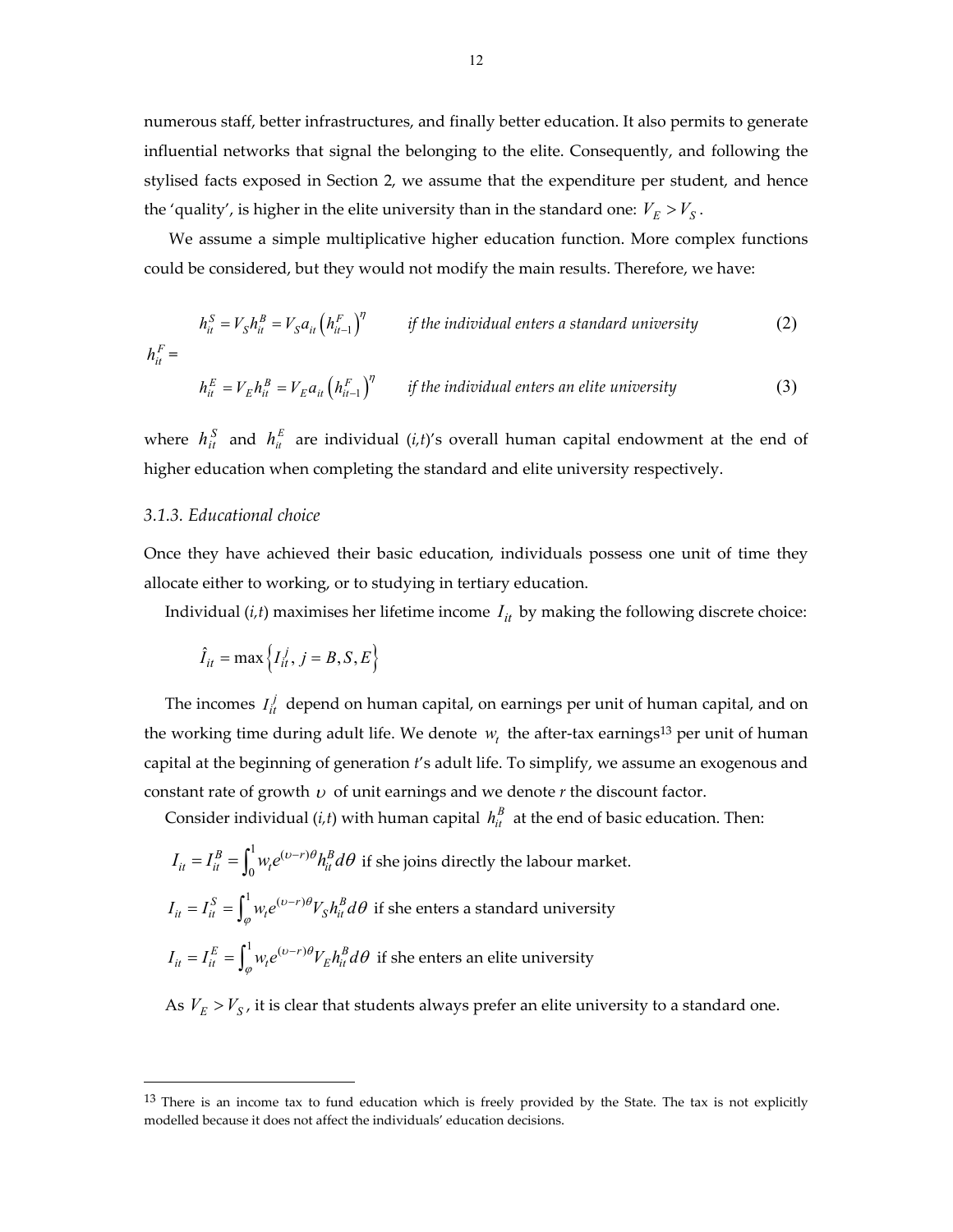numerous staff, better infrastructures, and finally better education. It also permits to generate influential networks that signal the belonging to the elite. Consequently, and following the stylised facts exposed in Section 2, we assume that the expenditure per student, and hence the 'quality', is higher in the elite university than in the standard one: $V_E > V_S$.

We assume a simple multiplicative higher education function. More complex functions could be considered, but they would not modify the main results. Therefore, we have:

$$h_{it}^F = \begin{cases} h_{it}^S = V_S h_{it}^B = V_S a_{it} \left(h_{it-1}^F\right)^{\eta} & \textit{if the individual enters a standard university} \quad (2) \\ h_{it}^E = V_E h_{it}^B = V_E a_{it} \left(h_{it-1}^F\right)^{\eta} & \textit{if the individual enters an elite university} \quad (3) \end{cases}$$

where $h_{it}^S$ and $h_{it}^E$ are individual (*i,t*)'s overall human capital endowment at the end of higher education when completing the standard and elite university respectively.

### 3.1.3. *Educational choice*

Once they have achieved their basic education, individuals possess one unit of time they allocate either to working, or to studying in tertiary education.

Individual (*i,t*) maximises her lifetime income $I_{it}$ by making the following discrete choice:

$$\hat{I}_{it} = \max\left\{I_{it}^j,\ j = B, S, E\right\}$$

The incomes $I_{it}^j$ depend on human capital, on earnings per unit of human capital, and on the working time during adult life. We denote $w_t$ the after-tax earnings[13] per unit of human capital at the beginning of generation *t*'s adult life. To simplify, we assume an exogenous and constant rate of growth $\upsilon$ of unit earnings and we denote *r* the discount factor.

Consider individual (*i,t*) with human capital $h_{it}^B$ at the end of basic education. Then:

$I_{it} = I_{it}^B = \int_0^1 w_t e^{(\upsilon - r)\theta} h_{it}^B d\theta$ if she joins directly the labour market.

$I_{it} = I_{it}^S = \int_{\varphi}^1 w_t e^{(\upsilon - r)\theta} V_S h_{it}^B d\theta$ if she enters a standard university

$I_{it} = I_{it}^E = \int_{\varphi}^1 w_t e^{(\upsilon - r)\theta} V_E h_{it}^B d\theta$ if she enters an elite university

As $V_E > V_S$, it is clear that students always prefer an elite university to a standard one.

---

[13] There is an income tax to fund education which is freely provided by the State. The tax is not explicitly modelled because it does not affect the individuals' education decisions.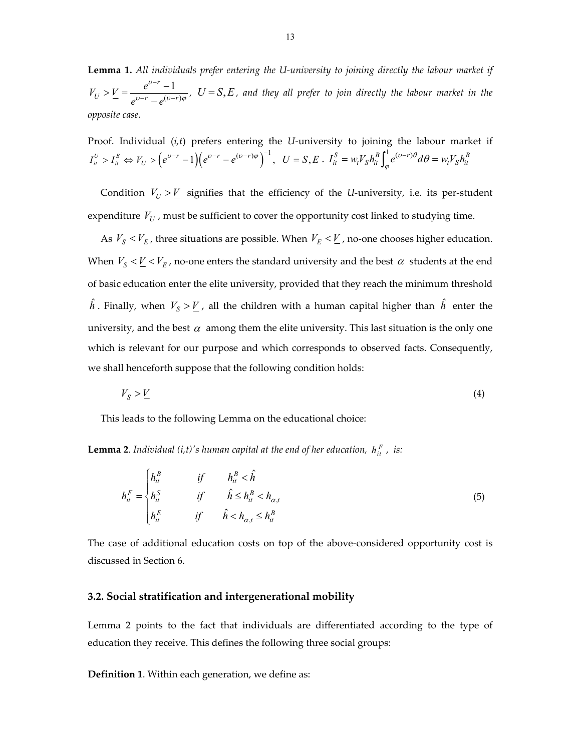**Lemma 1.** *All individuals prefer entering the U-university to joining directly the labour market if* $V_U > \underline{V} = \dfrac{e^{\upsilon - r} - 1}{e^{\upsilon - r} - e^{(\upsilon - r)\varphi}}$, $U = S, E$, *and they all prefer to join directly the labour market in the opposite case.*

Proof. Individual (*i,t*) prefers entering the *U*-university to joining the labour market if $I_{it}^U > I_{it}^B \Leftrightarrow V_U > \left(e^{\upsilon - r} - 1\right)\left(e^{\upsilon - r} - e^{(\upsilon - r)\varphi}\right)^{-1}$, $U = S, E$. $I_{it}^S = w_t V_S h_{it}^B \int_{\varphi}^{1} e^{(\upsilon - r)\theta} d\theta = w_t V_S h_{it}^B$

Condition $V_U > \underline{V}$ signifies that the efficiency of the *U*-university, i.e. its per-student expenditure $V_U$, must be sufficient to cover the opportunity cost linked to studying time.

As $V_S < V_E$, three situations are possible. When $V_E < \underline{V}$, no-one chooses higher education. When $V_S < \underline{V} < V_E$, no-one enters the standard university and the best $\alpha$ students at the end of basic education enter the elite university, provided that they reach the minimum threshold $\hat{h}$. Finally, when $V_S > \underline{V}$, all the children with a human capital higher than $\hat{h}$ enter the university, and the best $\alpha$ among them the elite university. This last situation is the only one which is relevant for our purpose and which corresponds to observed facts. Consequently, we shall henceforth suppose that the following condition holds:

$$V_S > \underline{V} \tag{4}$$

This leads to the following Lemma on the educational choice:

**Lemma 2**. *Individual (i,t)'s human capital at the end of her education,* $h_{it}^F$, *is:*

$$h_{it}^F = \begin{cases} h_{it}^B & \text{if} \quad h_{it}^B < \hat{h} \\ h_{it}^S & \text{if} \quad \hat{h} \leq h_{it}^B < h_{\alpha,t} \\ h_{it}^E & \text{if} \quad \hat{h} < h_{\alpha,t} \leq h_{it}^B \end{cases} \tag{5}$$

The case of additional education costs on top of the above-considered opportunity cost is discussed in Section 6.

### 3.2. Social stratification and intergenerational mobility

Lemma 2 points to the fact that individuals are differentiated according to the type of education they receive. This defines the following three social groups:

**Definition 1**. Within each generation, we define as: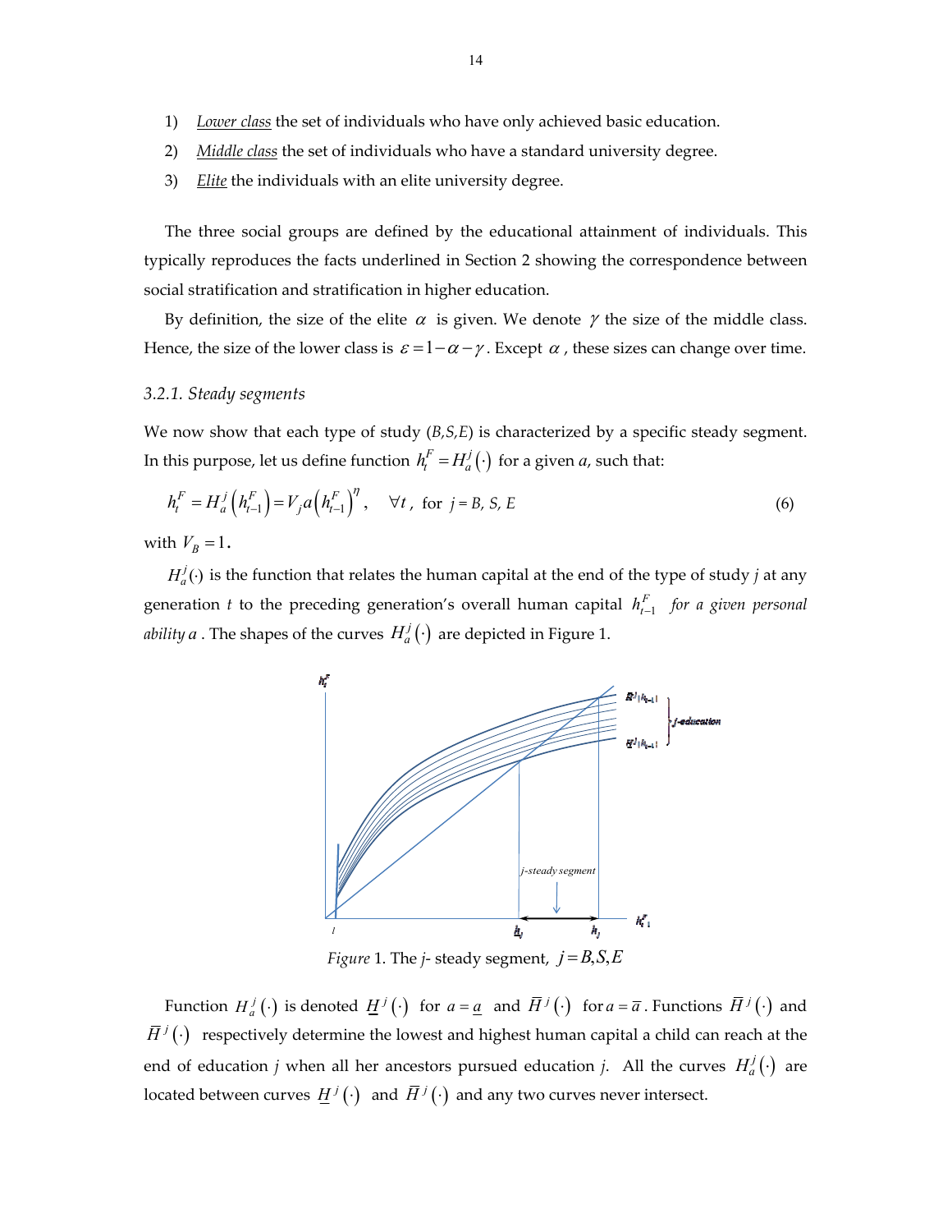1) *Lower class* the set of individuals who have only achieved basic education.
2) *Middle class* the set of individuals who have a standard university degree.
3) *Elite* the individuals with an elite university degree.

The three social groups are defined by the educational attainment of individuals. This typically reproduces the facts underlined in Section 2 showing the correspondence between social stratification and stratification in higher education.

By definition, the size of the elite $\alpha$ is given. We denote $\gamma$ the size of the middle class. Hence, the size of the lower class is $\varepsilon = 1-\alpha-\gamma$. Except $\alpha$, these sizes can change over time.

### 3.2.1. Steady segments

We now show that each type of study (*B,S,E*) is characterized by a specific steady segment. In this purpose, let us define function $h_t^F = H_a^j(\cdot)$ for a given *a*, such that:

$$h_t^F = H_a^j\left(h_{t-1}^F\right) = V_j a\left(h_{t-1}^F\right)^\eta, \quad \forall t, \text{ for } j = B,\ S,\ E \tag{6}$$

with $V_B = 1$.

$H_a^j(\cdot)$ is the function that relates the human capital at the end of the type of study *j* at any generation *t* to the preceding generation's overall human capital $h_{t-1}^F$ *for a given personal ability a*. The shapes of the curves $H_a^j(\cdot)$ are depicted in Figure 1.

*Figure* 1. The *j*- steady segment, $j = B,S,E$

Function $H_a^j(\cdot)$ is denoted $\underline{H}^j(\cdot)$ for $a = \underline{a}$ and $\overline{H}^j(\cdot)$ for $a = \overline{a}$. Functions $\overline{H}^j(\cdot)$ and $\overline{H}^j(\cdot)$ respectively determine the lowest and highest human capital a child can reach at the end of education *j* when all her ancestors pursued education *j*. All the curves $H_a^j(\cdot)$ are located between curves $\underline{H}^j(\cdot)$ and $\overline{H}^j(\cdot)$ and any two curves never intersect.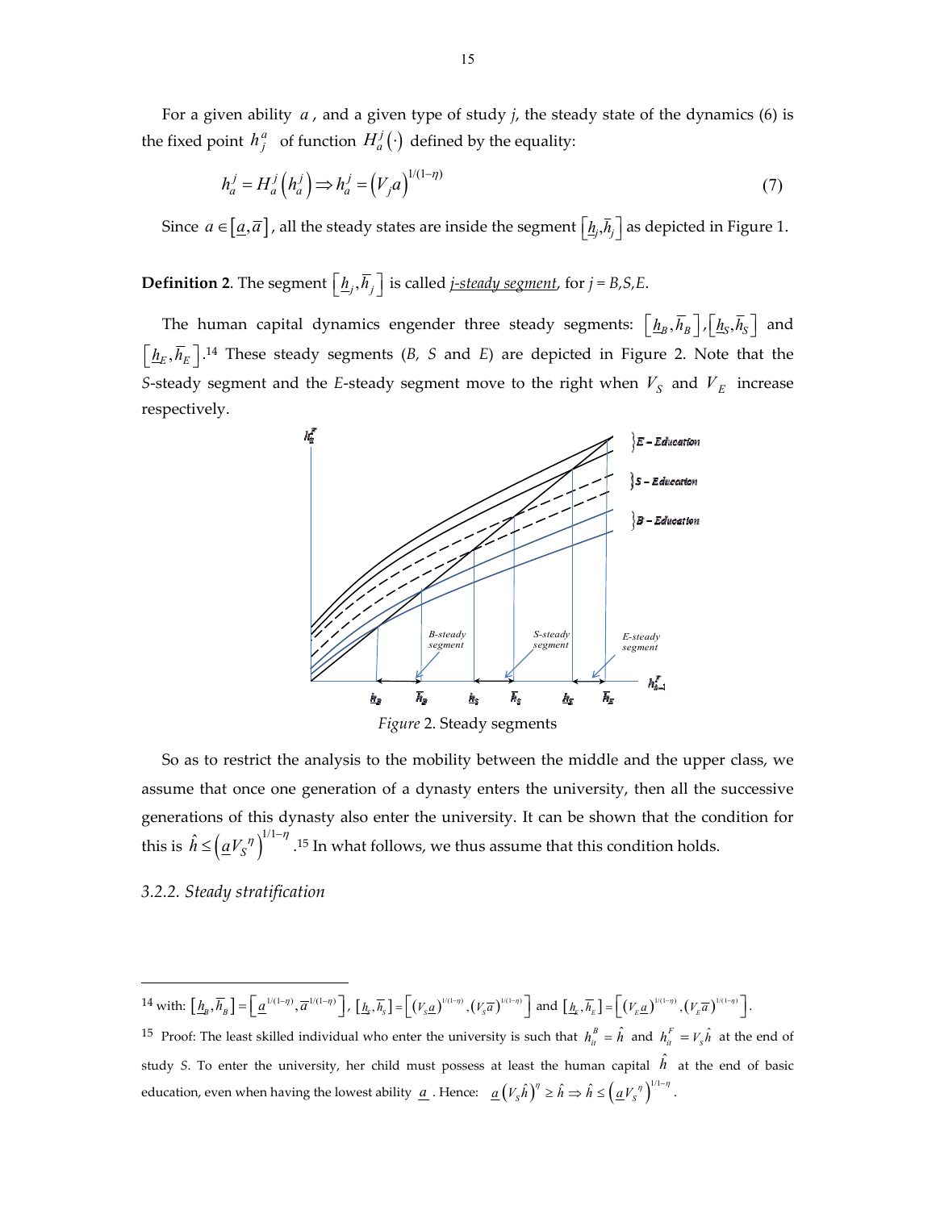For a given ability $a$, and a given type of study $j$, the steady state of the dynamics (6) is the fixed point $h_j^a$ of function $H_a^j(\cdot)$ defined by the equality:

$$h_a^j = H_a^j\left(h_a^j\right) \Rightarrow h_a^j = \left(V_j a\right)^{1/(1-\eta)} \tag{7}$$

Since $a \in \left[\underline{a}, \overline{a}\right]$, all the steady states are inside the segment $\left[\underline{h}_j, \overline{h}_j\right]$ as depicted in Figure 1.

**Definition 2**. The segment $\left[\underline{h}_j, \overline{h}_j\right]$ is called <u>*j-steady segment*</u>, for *j = B,S,E*.

The human capital dynamics engender three steady segments: $\left[\underline{h}_B, \overline{h}_B\right]$, $\left[\underline{h}_S, \overline{h}_S\right]$ and $\left[\underline{h}_E, \overline{h}_E\right]$.[14] These steady segments (*B, S* and *E*) are depicted in Figure 2. Note that the *S*-steady segment and the *E*-steady segment move to the right when $V_S$ and $V_E$ increase respectively.

*Figure* 2. Steady segments

So as to restrict the analysis to the mobility between the middle and the upper class, we assume that once one generation of a dynasty enters the university, then all the successive generations of this dynasty also enter the university. It can be shown that the condition for this is $\hat{h} \leq \left(\underline{a} V_S{}^{\eta}\right)^{1/1-\eta}$.[15] In what follows, we thus assume that this condition holds.

### 3.2.2. Steady stratification

---

[14] with: $\left[\underline{h}_B, \overline{h}_B\right] = \left[\underline{a}^{1/(1-\eta)}, \overline{a}^{1/(1-\eta)}\right]$, $\left[\underline{h}_S, \overline{h}_S\right] = \left[\left(V_S \underline{a}\right)^{1/(1-\eta)}, \left(V_S \overline{a}\right)^{1/(1-\eta)}\right]$ and $\left[\underline{h}_E, \overline{h}_E\right] = \left[\left(V_E \underline{a}\right)^{1/(1-\eta)}, \left(V_E \overline{a}\right)^{1/(1-\eta)}\right]$.

[15] Proof: The least skilled individual who enter the university is such that $h_{it}^B = \hat{h}$ and $h_{it}^F = V_S \hat{h}$ at the end of study *S*. To enter the university, her child must possess at least the human capital $\hat{h}$ at the end of basic education, even when having the lowest ability $\underline{a}$. Hence: $\underline{a}\left(V_S \hat{h}\right)^{\eta} \geq \hat{h} \Rightarrow \hat{h} \leq \left(\underline{a} V_S{}^{\eta}\right)^{1/1-\eta}$.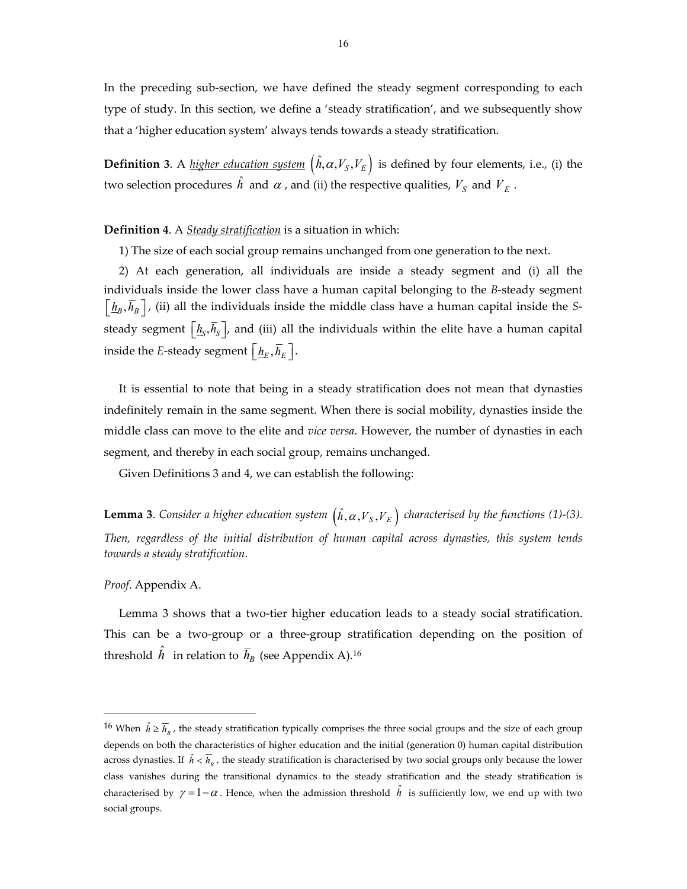In the preceding sub-section, we have defined the steady segment corresponding to each type of study. In this section, we define a 'steady stratification', and we subsequently show that a 'higher education system' always tends towards a steady stratification.

**Definition 3**. A <u>*higher education system*</u> $\left(\hat{h},\alpha,V_S,V_E\right)$ is defined by four elements, i.e., (i) the two selection procedures $\hat{h}$ and $\alpha$, and (ii) the respective qualities, $V_S$ and $V_E$.

**Definition 4**. A <u>*Steady stratification*</u> is a situation in which:

1) The size of each social group remains unchanged from one generation to the next.

2) At each generation, all individuals are inside a steady segment and (i) all the individuals inside the lower class have a human capital belonging to the *B*-steady segment $\left[\underline{h}_B,\overline{h}_B\right]$, (ii) all the individuals inside the middle class have a human capital inside the *S*-steady segment $\left[\underline{h}_S,\overline{h}_S\right]$, and (iii) all the individuals within the elite have a human capital inside the *E*-steady segment $\left[\underline{h}_E,\overline{h}_E\right]$.

It is essential to note that being in a steady stratification does not mean that dynasties indefinitely remain in the same segment. When there is social mobility, dynasties inside the middle class can move to the elite and *vice versa*. However, the number of dynasties in each segment, and thereby in each social group, remains unchanged.

Given Definitions 3 and 4, we can establish the following:

**Lemma 3**. *Consider a higher education system* $\left(\hat{h},\alpha,V_S,V_E\right)$ *characterised by the functions (1)-(3). Then, regardless of the initial distribution of human capital across dynasties, this system tends towards a steady stratification*.

*Proof*. Appendix A.

Lemma 3 shows that a two-tier higher education leads to a steady social stratification. This can be a two-group or a three-group stratification depending on the position of threshold $\hat{h}$ in relation to $\overline{h}_B$ (see Appendix A).[16]

[16] When $\hat{h}\geq\overline{h}_B$, the steady stratification typically comprises the three social groups and the size of each group depends on both the characteristics of higher education and the initial (generation 0) human capital distribution across dynasties. If $\hat{h}<\overline{h}_B$, the steady stratification is characterised by two social groups only because the lower class vanishes during the transitional dynamics to the steady stratification and the steady stratification is characterised by $\gamma=1-\alpha$. Hence, when the admission threshold $\hat{h}$ is sufficiently low, we end up with two social groups.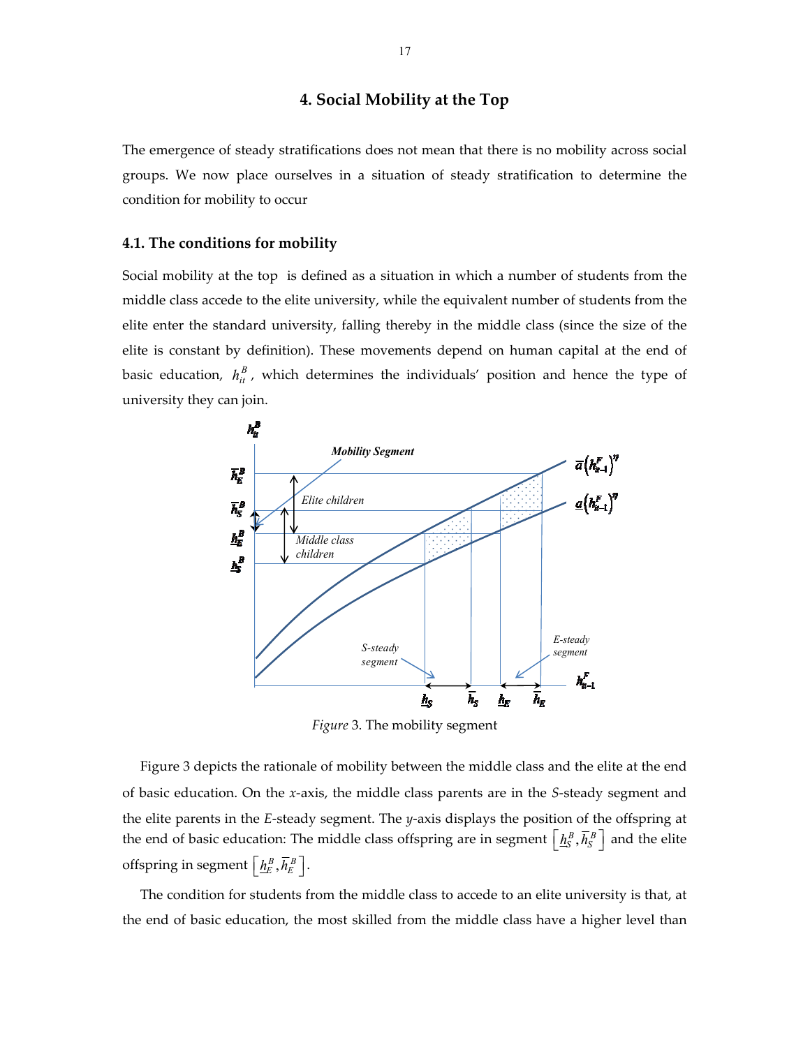## 4. Social Mobility at the Top

The emergence of steady stratifications does not mean that there is no mobility across social groups. We now place ourselves in a situation of steady stratification to determine the condition for mobility to occur

### 4.1. The conditions for mobility

Social mobility at the top is defined as a situation in which a number of students from the middle class accede to the elite university, while the equivalent number of students from the elite enter the standard university, falling thereby in the middle class (since the size of the elite is constant by definition). These movements depend on human capital at the end of basic education, $h_{it}^{B}$, which determines the individuals' position and hence the type of university they can join.

*Figure* 3. The mobility segment

Figure 3 depicts the rationale of mobility between the middle class and the elite at the end of basic education. On the *x*-axis, the middle class parents are in the *S*-steady segment and the elite parents in the *E*-steady segment. The *y*-axis displays the position of the offspring at the end of basic education: The middle class offspring are in segment $\left[\underline{h}_S^B, \overline{h}_S^B\right]$ and the elite offspring in segment $\left[\underline{h}_E^B, \overline{h}_E^B\right]$.

The condition for students from the middle class to accede to an elite university is that, at the end of basic education, the most skilled from the middle class have a higher level than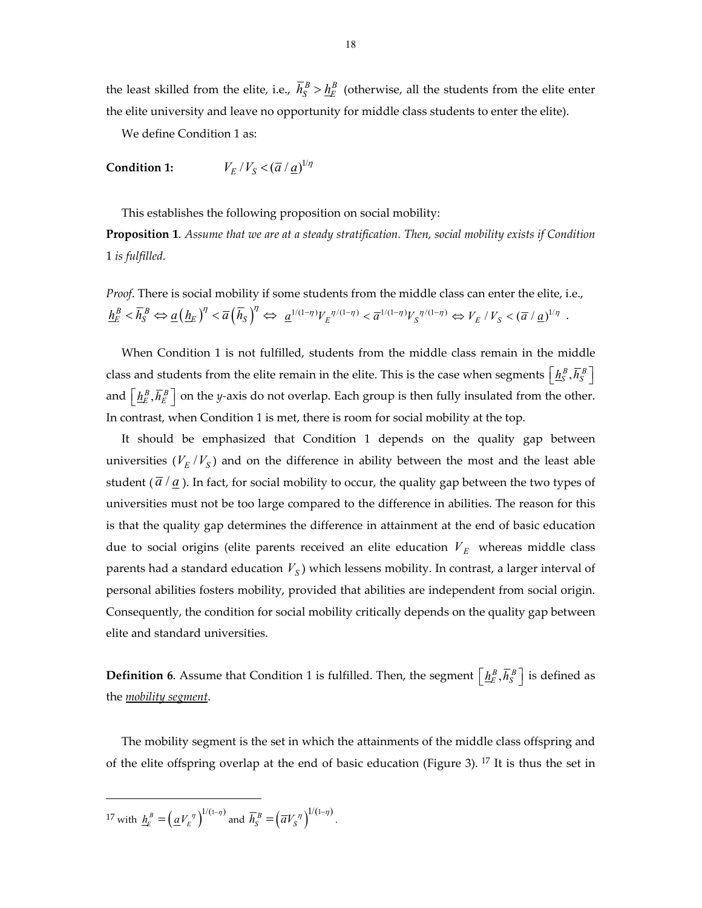the least skilled from the elite, i.e., $\overline{h}_S^B > \underline{h}_E^B$ (otherwise, all the students from the elite enter the elite university and leave no opportunity for middle class students to enter the elite).

We define Condition 1 as:

**Condition 1:** $\quad V_E / V_S < (\overline{a} / \underline{a})^{1/\eta}$

This establishes the following proposition on social mobility:

**Proposition 1**. *Assume that we are at a steady stratification. Then, social mobility exists if Condition* 1 *is fulfilled.*

*Proof*. There is social mobility if some students from the middle class can enter the elite, i.e., $\underline{h}_E^B < \overline{h}_S^B \Leftrightarrow \underline{a}\left(\underline{h}_E\right)^\eta < \overline{a}\left(\overline{h}_S\right)^\eta \Leftrightarrow \underline{a}^{1/(1-\eta)} V_E^{\eta/(1-\eta)} < \overline{a}^{1/(1-\eta)} V_S^{\eta/(1-\eta)} \Leftrightarrow V_E / V_S < (\overline{a} / \underline{a})^{1/\eta}$.

When Condition 1 is not fulfilled, students from the middle class remain in the middle class and students from the elite remain in the elite. This is the case when segments $\left[\underline{h}_S^B, \overline{h}_S^B\right]$ and $\left[\underline{h}_E^B, \overline{h}_E^B\right]$ on the *y*-axis do not overlap. Each group is then fully insulated from the other. In contrast, when Condition 1 is met, there is room for social mobility at the top.

It should be emphasized that Condition 1 depends on the quality gap between universities ($V_E / V_S$) and on the difference in ability between the most and the least able student ($\overline{a} / \underline{a}$). In fact, for social mobility to occur, the quality gap between the two types of universities must not be too large compared to the difference in abilities. The reason for this is that the quality gap determines the difference in attainment at the end of basic education due to social origins (elite parents received an elite education $V_E$ whereas middle class parents had a standard education $V_S$) which lessens mobility. In contrast, a larger interval of personal abilities fosters mobility, provided that abilities are independent from social origin. Consequently, the condition for social mobility critically depends on the quality gap between elite and standard universities.

**Definition 6**. Assume that Condition 1 is fulfilled. Then, the segment $\left[\underline{h}_E^B, \overline{h}_S^B\right]$ is defined as the *mobility segment*.

The mobility segment is the set in which the attainments of the middle class offspring and of the elite offspring overlap at the end of basic education (Figure 3). [17] It is thus the set in

[17] with $\underline{h}_E^B = \left(\underline{a} V_E^{\eta}\right)^{1/(1-\eta)}$ and $\overline{h}_S^B = \left(\overline{a} V_S^{\eta}\right)^{1/(1-\eta)}$.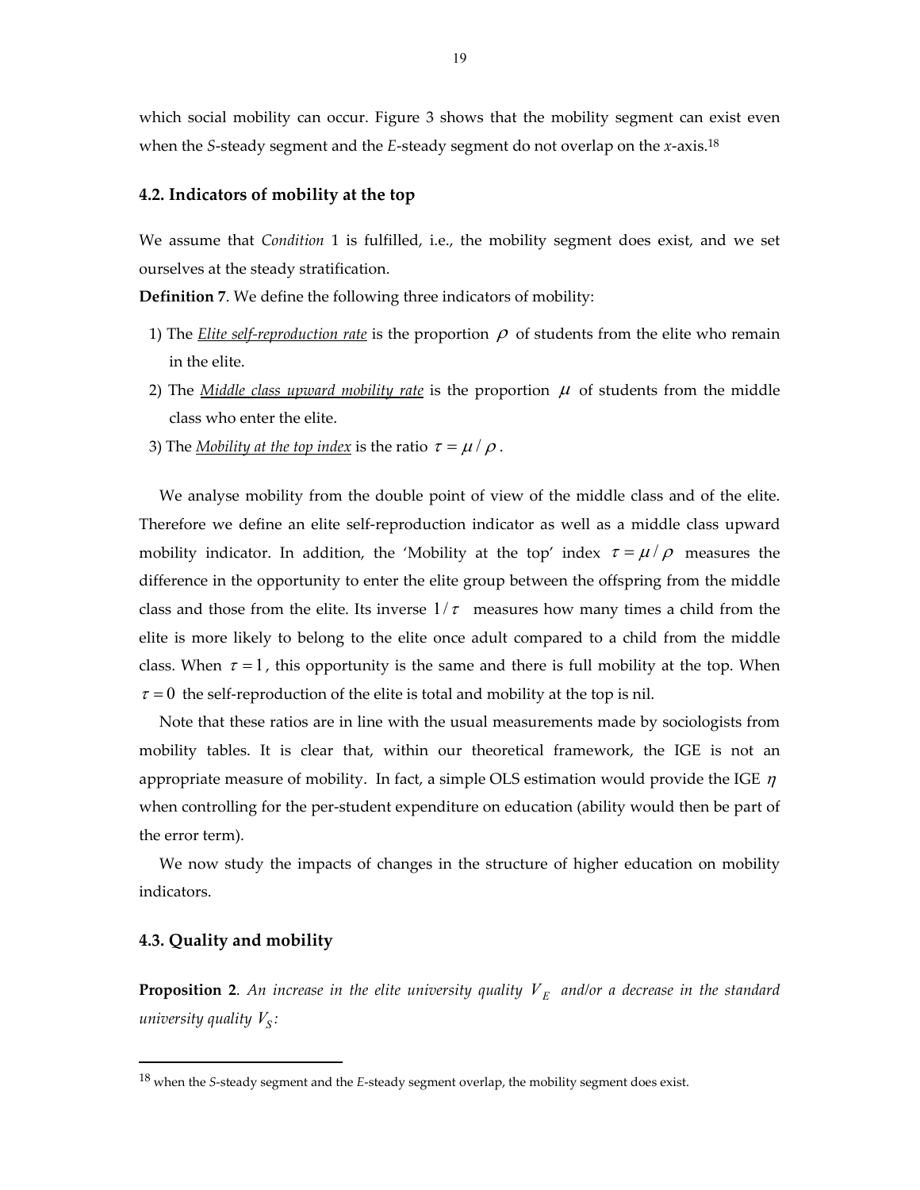which social mobility can occur. Figure 3 shows that the mobility segment can exist even when the *S*-steady segment and the *E*-steady segment do not overlap on the *x*-axis.[18]

### 4.2. Indicators of mobility at the top

We assume that *Condition* 1 is fulfilled, i.e., the mobility segment does exist, and we set ourselves at the steady stratification.

**Definition 7**. We define the following three indicators of mobility:

1) The *Elite self-reproduction rate* is the proportion $\rho$ of students from the elite who remain in the elite.
2) The *Middle class upward mobility rate* is the proportion $\mu$ of students from the middle class who enter the elite.
3) The *Mobility at the top index* is the ratio $\tau = \mu / \rho$.

We analyse mobility from the double point of view of the middle class and of the elite. Therefore we define an elite self-reproduction indicator as well as a middle class upward mobility indicator. In addition, the 'Mobility at the top' index $\tau = \mu / \rho$ measures the difference in the opportunity to enter the elite group between the offspring from the middle class and those from the elite. Its inverse $1/\tau$ measures how many times a child from the elite is more likely to belong to the elite once adult compared to a child from the middle class. When $\tau = 1$, this opportunity is the same and there is full mobility at the top. When $\tau = 0$ the self-reproduction of the elite is total and mobility at the top is nil.

Note that these ratios are in line with the usual measurements made by sociologists from mobility tables. It is clear that, within our theoretical framework, the IGE is not an appropriate measure of mobility. In fact, a simple OLS estimation would provide the IGE $\eta$ when controlling for the per-student expenditure on education (ability would then be part of the error term).

We now study the impacts of changes in the structure of higher education on mobility indicators.

### 4.3. Quality and mobility

**Proposition 2**. *An increase in the elite university quality $V_E$ and/or a decrease in the standard university quality $V_S$:*

[18] when the *S*-steady segment and the *E*-steady segment overlap, the mobility segment does exist.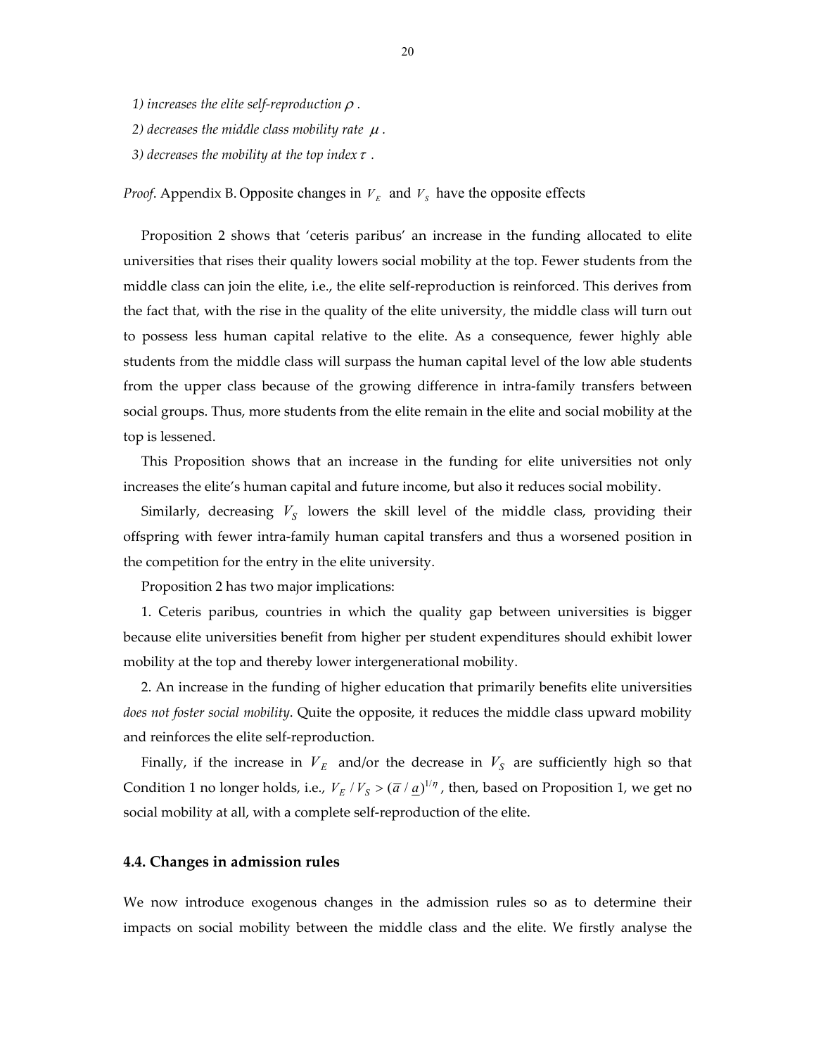*1) increases the elite self-reproduction $\rho$ .*

*2) decreases the middle class mobility rate $\mu$ .*

*3) decreases the mobility at the top index $\tau$ .*

*Proof*. Appendix B. Opposite changes in $V_E$ and $V_S$ have the opposite effects

Proposition 2 shows that 'ceteris paribus' an increase in the funding allocated to elite universities that rises their quality lowers social mobility at the top. Fewer students from the middle class can join the elite, i.e., the elite self-reproduction is reinforced. This derives from the fact that, with the rise in the quality of the elite university, the middle class will turn out to possess less human capital relative to the elite. As a consequence, fewer highly able students from the middle class will surpass the human capital level of the low able students from the upper class because of the growing difference in intra-family transfers between social groups. Thus, more students from the elite remain in the elite and social mobility at the top is lessened.

This Proposition shows that an increase in the funding for elite universities not only increases the elite's human capital and future income, but also it reduces social mobility.

Similarly, decreasing $V_S$ lowers the skill level of the middle class, providing their offspring with fewer intra-family human capital transfers and thus a worsened position in the competition for the entry in the elite university.

Proposition 2 has two major implications:

1. Ceteris paribus, countries in which the quality gap between universities is bigger because elite universities benefit from higher per student expenditures should exhibit lower mobility at the top and thereby lower intergenerational mobility.

2. An increase in the funding of higher education that primarily benefits elite universities *does not foster social mobility*. Quite the opposite, it reduces the middle class upward mobility and reinforces the elite self-reproduction.

Finally, if the increase in $V_E$ and/or the decrease in $V_S$ are sufficiently high so that Condition 1 no longer holds, i.e., $V_E / V_S > (\overline{a} / \underline{a})^{1/\eta}$, then, based on Proposition 1, we get no social mobility at all, with a complete self-reproduction of the elite.

### 4.4. Changes in admission rules

We now introduce exogenous changes in the admission rules so as to determine their impacts on social mobility between the middle class and the elite. We firstly analyse the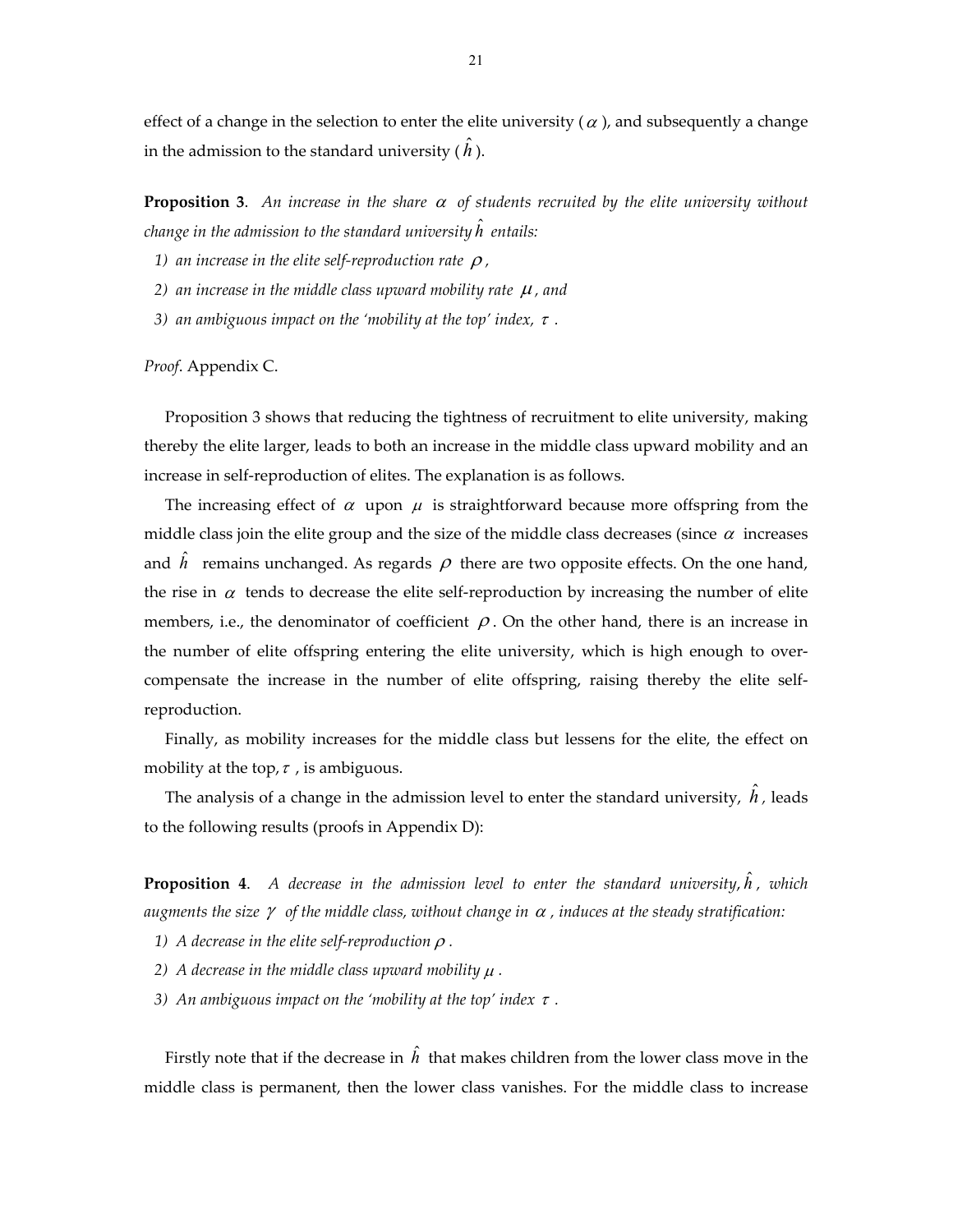effect of a change in the selection to enter the elite university ($\alpha$), and subsequently a change in the admission to the standard university ($\hat{h}$).

**Proposition 3**. *An increase in the share $\alpha$ of students recruited by the elite university without change in the admission to the standard university $\hat{h}$ entails:*

1) *an increase in the elite self-reproduction rate $\rho$,*
2) *an increase in the middle class upward mobility rate $\mu$, and*
3) *an ambiguous impact on the 'mobility at the top' index, $\tau$.*

*Proof*. Appendix C.

Proposition 3 shows that reducing the tightness of recruitment to elite university, making thereby the elite larger, leads to both an increase in the middle class upward mobility and an increase in self-reproduction of elites. The explanation is as follows.

The increasing effect of $\alpha$ upon $\mu$ is straightforward because more offspring from the middle class join the elite group and the size of the middle class decreases (since $\alpha$ increases and $\hat{h}$ remains unchanged. As regards $\rho$ there are two opposite effects. On the one hand, the rise in $\alpha$ tends to decrease the elite self-reproduction by increasing the number of elite members, i.e., the denominator of coefficient $\rho$. On the other hand, there is an increase in the number of elite offspring entering the elite university, which is high enough to over-compensate the increase in the number of elite offspring, raising thereby the elite self-reproduction.

Finally, as mobility increases for the middle class but lessens for the elite, the effect on mobility at the top, $\tau$, is ambiguous.

The analysis of a change in the admission level to enter the standard university, $\hat{h}$, leads to the following results (proofs in Appendix D):

**Proposition 4**. *A decrease in the admission level to enter the standard university, $\hat{h}$, which augments the size $\gamma$ of the middle class, without change in $\alpha$, induces at the steady stratification:*

1) *A decrease in the elite self-reproduction $\rho$.*
2) *A decrease in the middle class upward mobility $\mu$.*
3) *An ambiguous impact on the 'mobility at the top' index $\tau$.*

Firstly note that if the decrease in $\hat{h}$ that makes children from the lower class move in the middle class is permanent, then the lower class vanishes. For the middle class to increase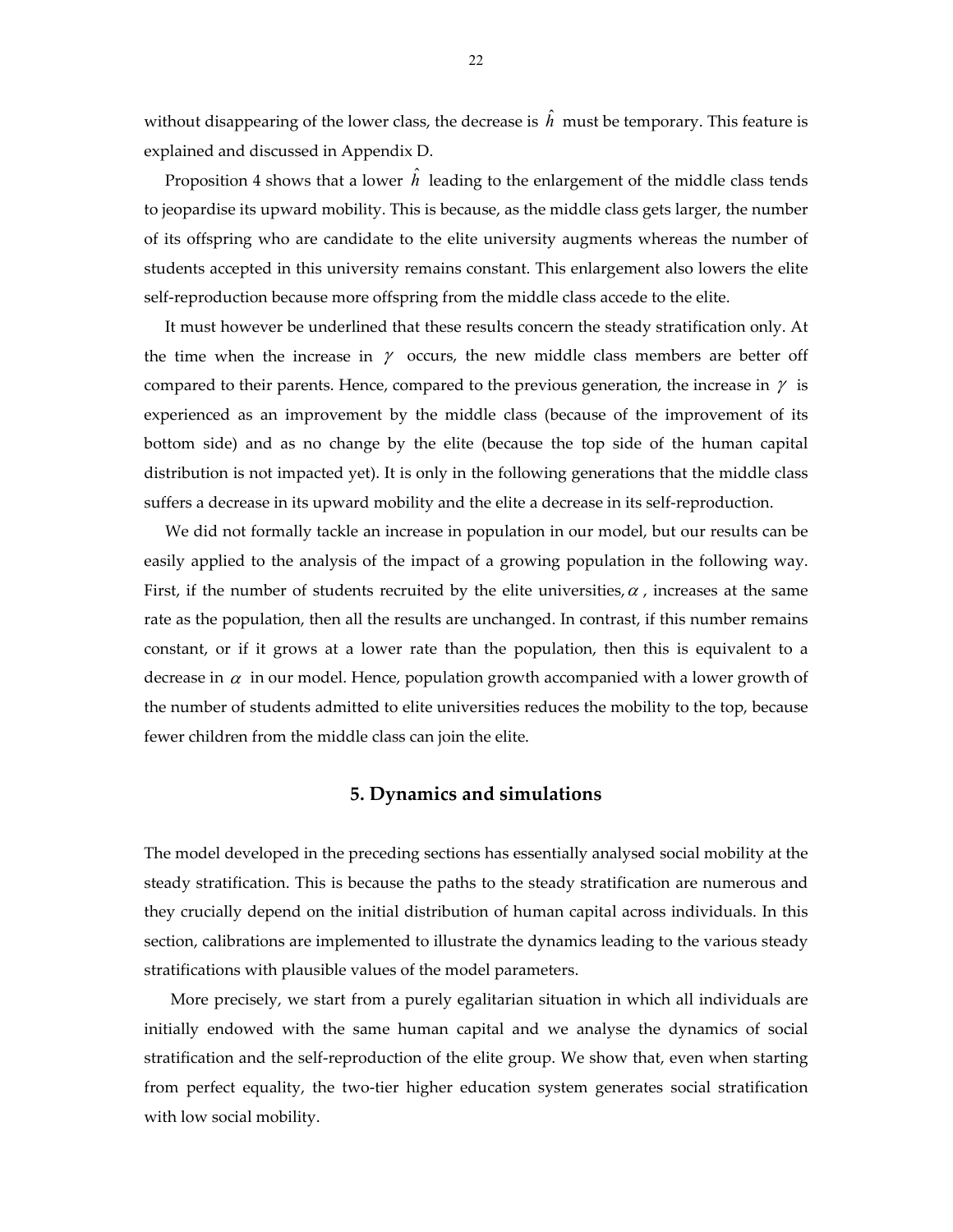without disappearing of the lower class, the decrease is $\hat{h}$ must be temporary. This feature is explained and discussed in Appendix D.

Proposition 4 shows that a lower $\hat{h}$ leading to the enlargement of the middle class tends to jeopardise its upward mobility. This is because, as the middle class gets larger, the number of its offspring who are candidate to the elite university augments whereas the number of students accepted in this university remains constant. This enlargement also lowers the elite self-reproduction because more offspring from the middle class accede to the elite.

It must however be underlined that these results concern the steady stratification only. At the time when the increase in $\gamma$ occurs, the new middle class members are better off compared to their parents. Hence, compared to the previous generation, the increase in $\gamma$ is experienced as an improvement by the middle class (because of the improvement of its bottom side) and as no change by the elite (because the top side of the human capital distribution is not impacted yet). It is only in the following generations that the middle class suffers a decrease in its upward mobility and the elite a decrease in its self-reproduction.

We did not formally tackle an increase in population in our model, but our results can be easily applied to the analysis of the impact of a growing population in the following way. First, if the number of students recruited by the elite universities, $\alpha$, increases at the same rate as the population, then all the results are unchanged. In contrast, if this number remains constant, or if it grows at a lower rate than the population, then this is equivalent to a decrease in $\alpha$ in our model. Hence, population growth accompanied with a lower growth of the number of students admitted to elite universities reduces the mobility to the top, because fewer children from the middle class can join the elite.

## 5. Dynamics and simulations

The model developed in the preceding sections has essentially analysed social mobility at the steady stratification. This is because the paths to the steady stratification are numerous and they crucially depend on the initial distribution of human capital across individuals. In this section, calibrations are implemented to illustrate the dynamics leading to the various steady stratifications with plausible values of the model parameters.

More precisely, we start from a purely egalitarian situation in which all individuals are initially endowed with the same human capital and we analyse the dynamics of social stratification and the self-reproduction of the elite group. We show that, even when starting from perfect equality, the two-tier higher education system generates social stratification with low social mobility.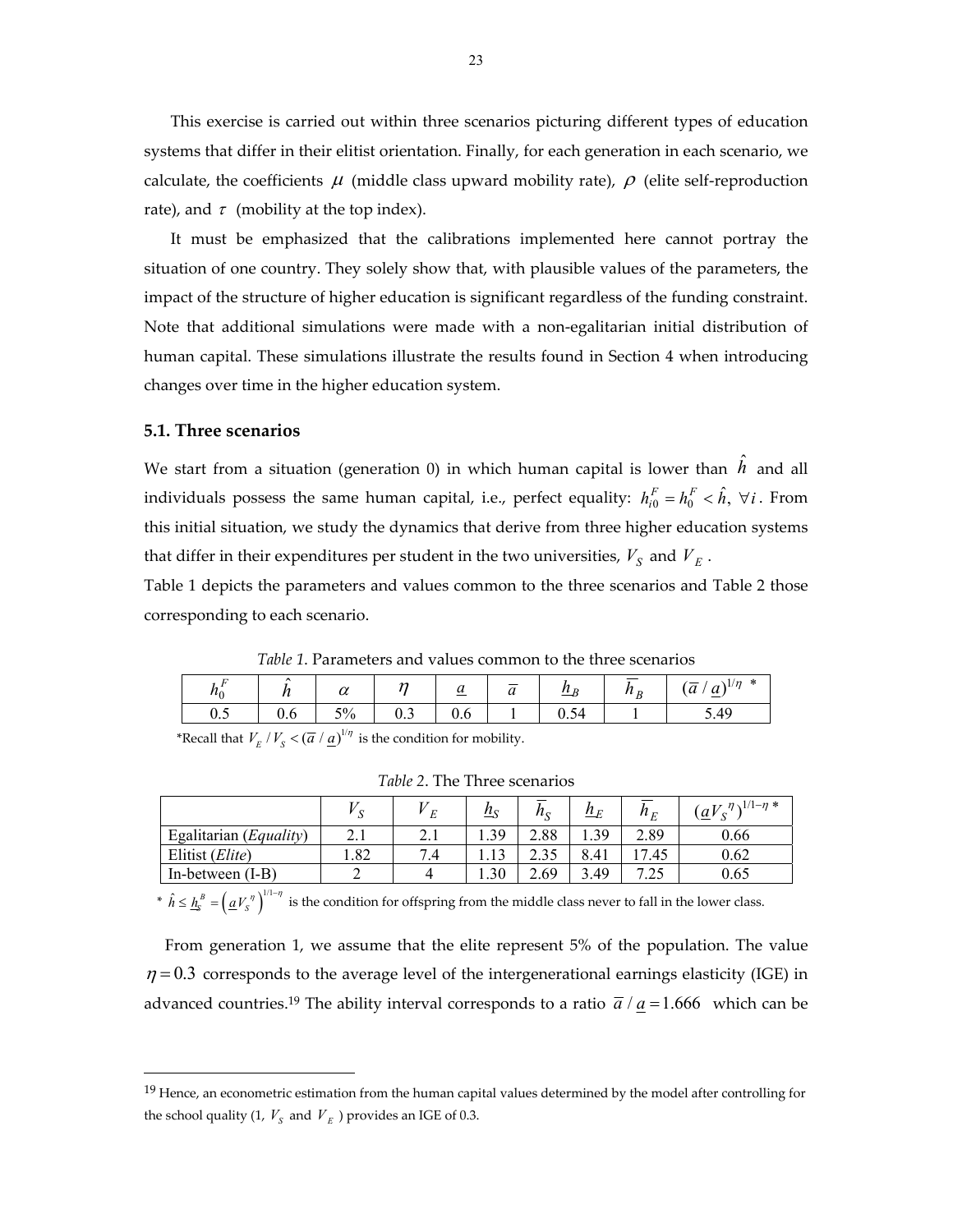This exercise is carried out within three scenarios picturing different types of education systems that differ in their elitist orientation. Finally, for each generation in each scenario, we calculate, the coefficients $\mu$ (middle class upward mobility rate), $\rho$ (elite self-reproduction rate), and $\tau$ (mobility at the top index).

It must be emphasized that the calibrations implemented here cannot portray the situation of one country. They solely show that, with plausible values of the parameters, the impact of the structure of higher education is significant regardless of the funding constraint. Note that additional simulations were made with a non-egalitarian initial distribution of human capital. These simulations illustrate the results found in Section 4 when introducing changes over time in the higher education system.

### 5.1. Three scenarios

We start from a situation (generation 0) in which human capital is lower than $\hat{h}$ and all individuals possess the same human capital, i.e., perfect equality: $h_{i0}^{F} = h_{0}^{F} < \hat{h},\ \forall i$. From this initial situation, we study the dynamics that derive from three higher education systems that differ in their expenditures per student in the two universities, $V_S$ and $V_E$.

Table 1 depicts the parameters and values common to the three scenarios and Table 2 those corresponding to each scenario.

*Table 1*. Parameters and values common to the three scenarios

| $h_0^F$ | $\hat{h}$ | $\alpha$ | $\eta$ | $\underline{a}$ | $\overline{a}$ | $\underline{h}_B$ | $\overline{h}_B$ | $(\overline{a}/\underline{a})^{1/\eta}$ * |
|---|---|---|---|---|---|---|---|---|
| 0.5 | 0.6 | 5% | 0.3 | 0.6 | 1 | 0.54 | 1 | 5.49 |

*Recall that $V_E / V_S < (\overline{a}/\underline{a})^{1/\eta}$ is the condition for mobility.

*Table 2*. The Three scenarios

| | $V_S$ | $V_E$ | $\underline{h}_S$ | $\overline{h}_S$ | $\underline{h}_E$ | $\overline{h}_E$ | $(\underline{a}V_S{}^{\eta})^{1/1-\eta}$ * |
|---|---|---|---|---|---|---|---|
| Egalitarian (*Equality*) | 2.1 | 2.1 | 1.39 | 2.88 | 1.39 | 2.89 | 0.66 |
| Elitist (*Elite*) | 1.82 | 7.4 | 1.13 | 2.35 | 8.41 | 17.45 | 0.62 |
| In-between (I-B) | 2 | 4 | 1.30 | 2.69 | 3.49 | 7.25 | 0.65 |

* $\hat{h} \leq \underline{h}_S^B = \left(\underline{a}V_S{}^{\eta}\right)^{1/1-\eta}$ is the condition for offspring from the middle class never to fall in the lower class.

From generation 1, we assume that the elite represent 5% of the population. The value $\eta = 0.3$ corresponds to the average level of the intergenerational earnings elasticity (IGE) in advanced countries.[19] The ability interval corresponds to a ratio $\overline{a}/\underline{a} = 1.666$ which can be

[19] Hence, an econometric estimation from the human capital values determined by the model after controlling for the school quality (1, $V_S$ and $V_E$) provides an IGE of 0.3.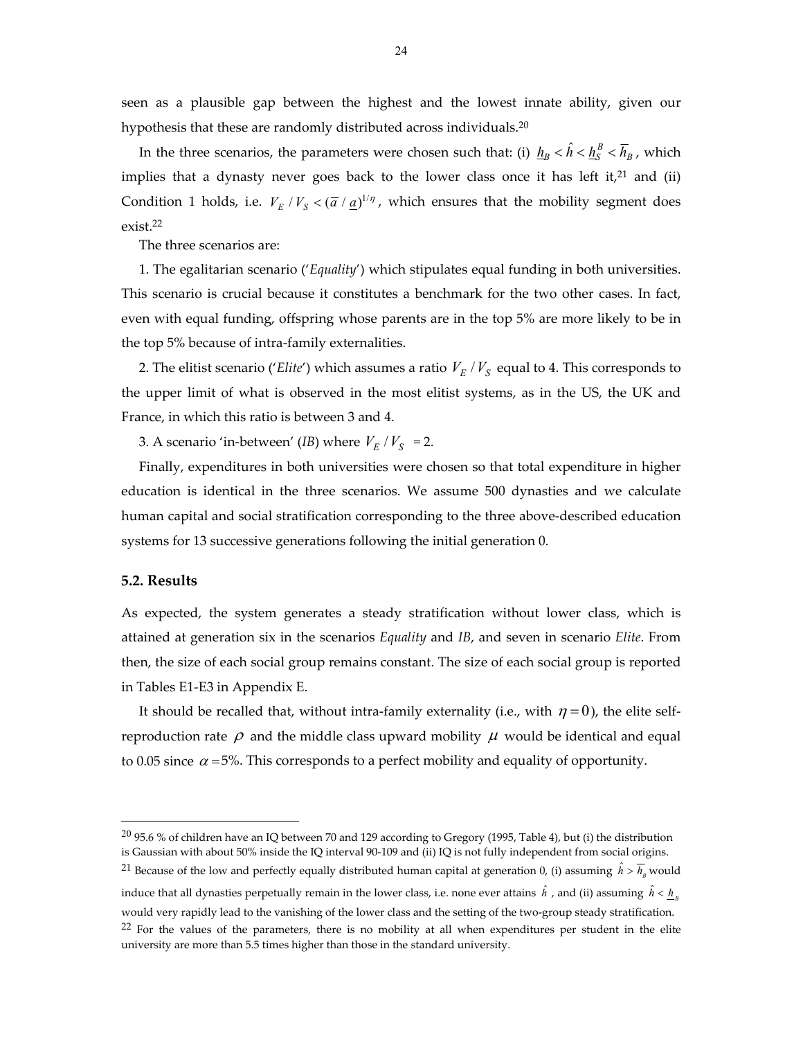seen as a plausible gap between the highest and the lowest innate ability, given our hypothesis that these are randomly distributed across individuals.[20]

In the three scenarios, the parameters were chosen such that: (i) $\underline{h}_B < \hat{h} < \underline{h}_S^B < \overline{h}_B$, which implies that a dynasty never goes back to the lower class once it has left it,[21] and (ii) Condition 1 holds, i.e. $V_E / V_S < (\overline{a} / \underline{a})^{1/\eta}$, which ensures that the mobility segment does exist.[22]

The three scenarios are:

1. The egalitarian scenario ('*Equality*') which stipulates equal funding in both universities. This scenario is crucial because it constitutes a benchmark for the two other cases. In fact, even with equal funding, offspring whose parents are in the top 5% are more likely to be in the top 5% because of intra-family externalities.

2. The elitist scenario ('*Elite*') which assumes a ratio $V_E / V_S$ equal to 4. This corresponds to the upper limit of what is observed in the most elitist systems, as in the US, the UK and France, in which this ratio is between 3 and 4.

3. A scenario 'in-between' (*IB*) where $V_E / V_S$ = 2.

Finally, expenditures in both universities were chosen so that total expenditure in higher education is identical in the three scenarios. We assume 500 dynasties and we calculate human capital and social stratification corresponding to the three above-described education systems for 13 successive generations following the initial generation 0.

### 5.2. Results

As expected, the system generates a steady stratification without lower class, which is attained at generation six in the scenarios *Equality* and *IB*, and seven in scenario *Elite*. From then, the size of each social group remains constant. The size of each social group is reported in Tables E1-E3 in Appendix E.

It should be recalled that, without intra-family externality (i.e., with $\eta = 0$), the elite self-reproduction rate $\rho$ and the middle class upward mobility $\mu$ would be identical and equal to 0.05 since $\alpha = 5\%$. This corresponds to a perfect mobility and equality of opportunity.

---

[20] 95.6 % of children have an IQ between 70 and 129 according to Gregory (1995, Table 4), but (i) the distribution is Gaussian with about 50% inside the IQ interval 90-109 and (ii) IQ is not fully independent from social origins.

[21] Because of the low and perfectly equally distributed human capital at generation 0, (i) assuming $\hat{h} > \overline{h}_B$ would induce that all dynasties perpetually remain in the lower class, i.e. none ever attains $\hat{h}$, and (ii) assuming $\hat{h} < \underline{h}_B$ would very rapidly lead to the vanishing of the lower class and the setting of the two-group steady stratification.

[22] For the values of the parameters, there is no mobility at all when expenditures per student in the elite university are more than 5.5 times higher than those in the standard university.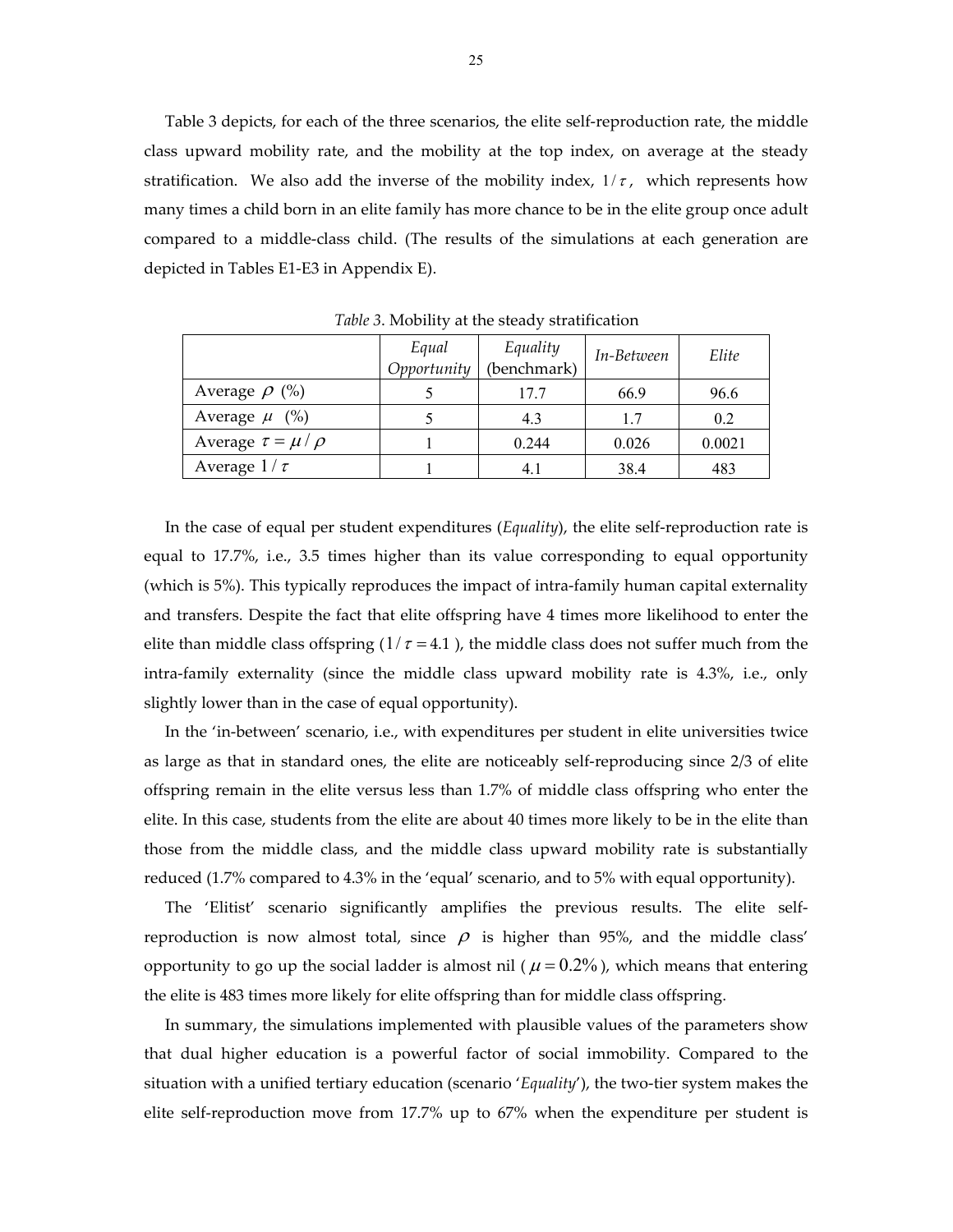Table 3 depicts, for each of the three scenarios, the elite self-reproduction rate, the middle class upward mobility rate, and the mobility at the top index, on average at the steady stratification. We also add the inverse of the mobility index, $1/\tau$, which represents how many times a child born in an elite family has more chance to be in the elite group once adult compared to a middle-class child. (The results of the simulations at each generation are depicted in Tables E1-E3 in Appendix E).

*Table 3*. Mobility at the steady stratification

| | *Equal Opportunity* | *Equality* (benchmark) | *In-Between* | *Elite* |
|---|---|---|---|---|
| Average $\rho$ (%) | 5 | 17.7 | 66.9 | 96.6 |
| Average $\mu$ (%) | 5 | 4.3 | 1.7 | 0.2 |
| Average $\tau = \mu / \rho$ | 1 | 0.244 | 0.026 | 0.0021 |
| Average $1/\tau$ | 1 | 4.1 | 38.4 | 483 |

In the case of equal per student expenditures (*Equality*), the elite self-reproduction rate is equal to 17.7%, i.e., 3.5 times higher than its value corresponding to equal opportunity (which is 5%). This typically reproduces the impact of intra-family human capital externality and transfers. Despite the fact that elite offspring have 4 times more likelihood to enter the elite than middle class offspring ($1/\tau = 4.1$), the middle class does not suffer much from the intra-family externality (since the middle class upward mobility rate is 4.3%, i.e., only slightly lower than in the case of equal opportunity).

In the 'in-between' scenario, i.e., with expenditures per student in elite universities twice as large as that in standard ones, the elite are noticeably self-reproducing since 2/3 of elite offspring remain in the elite versus less than 1.7% of middle class offspring who enter the elite. In this case, students from the elite are about 40 times more likely to be in the elite than those from the middle class, and the middle class upward mobility rate is substantially reduced (1.7% compared to 4.3% in the 'equal' scenario, and to 5% with equal opportunity).

The 'Elitist' scenario significantly amplifies the previous results. The elite self-reproduction is now almost total, since $\rho$ is higher than 95%, and the middle class' opportunity to go up the social ladder is almost nil ($\mu = 0.2\%$), which means that entering the elite is 483 times more likely for elite offspring than for middle class offspring.

In summary, the simulations implemented with plausible values of the parameters show that dual higher education is a powerful factor of social immobility. Compared to the situation with a unified tertiary education (scenario '*Equality*'), the two-tier system makes the elite self-reproduction move from 17.7% up to 67% when the expenditure per student is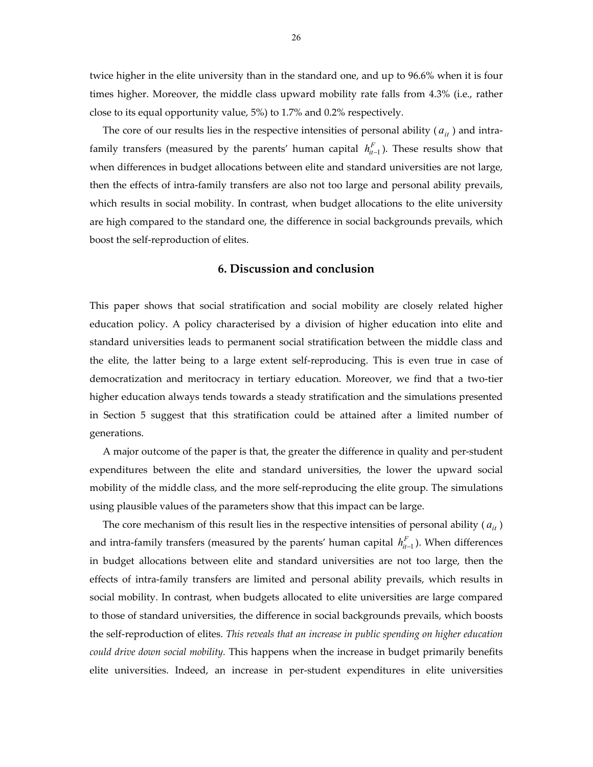twice higher in the elite university than in the standard one, and up to 96.6% when it is four times higher. Moreover, the middle class upward mobility rate falls from 4.3% (i.e., rather close to its equal opportunity value, 5%) to 1.7% and 0.2% respectively.

The core of our results lies in the respective intensities of personal ability ($a_{it}$) and intra-family transfers (measured by the parents' human capital $h_{it-1}^{F}$). These results show that when differences in budget allocations between elite and standard universities are not large, then the effects of intra-family transfers are also not too large and personal ability prevails, which results in social mobility. In contrast, when budget allocations to the elite university are high compared to the standard one, the difference in social backgrounds prevails, which boost the self-reproduction of elites.

## 6. Discussion and conclusion

This paper shows that social stratification and social mobility are closely related higher education policy. A policy characterised by a division of higher education into elite and standard universities leads to permanent social stratification between the middle class and the elite, the latter being to a large extent self-reproducing. This is even true in case of democratization and meritocracy in tertiary education. Moreover, we find that a two-tier higher education always tends towards a steady stratification and the simulations presented in Section 5 suggest that this stratification could be attained after a limited number of generations.

A major outcome of the paper is that, the greater the difference in quality and per-student expenditures between the elite and standard universities, the lower the upward social mobility of the middle class, and the more self-reproducing the elite group. The simulations using plausible values of the parameters show that this impact can be large.

The core mechanism of this result lies in the respective intensities of personal ability ($a_{it}$) and intra-family transfers (measured by the parents' human capital $h_{it-1}^{F}$). When differences in budget allocations between elite and standard universities are not too large, then the effects of intra-family transfers are limited and personal ability prevails, which results in social mobility. In contrast, when budgets allocated to elite universities are large compared to those of standard universities, the difference in social backgrounds prevails, which boosts the self-reproduction of elites. *This reveals that an increase in public spending on higher education could drive down social mobility.* This happens when the increase in budget primarily benefits elite universities. Indeed, an increase in per-student expenditures in elite universities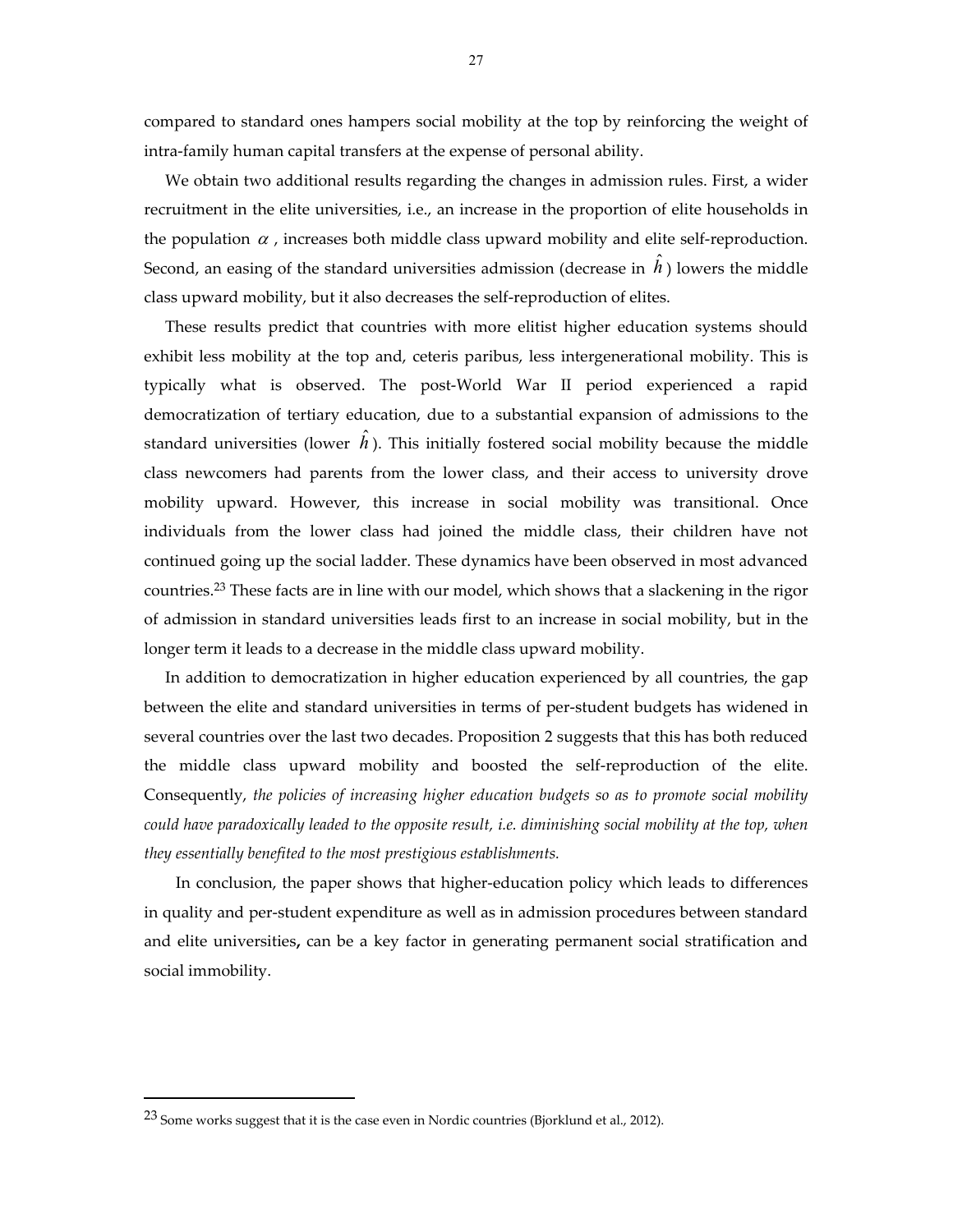compared to standard ones hampers social mobility at the top by reinforcing the weight of intra-family human capital transfers at the expense of personal ability.

We obtain two additional results regarding the changes in admission rules. First, a wider recruitment in the elite universities, i.e., an increase in the proportion of elite households in the population $\alpha$, increases both middle class upward mobility and elite self-reproduction. Second, an easing of the standard universities admission (decrease in $\hat{h}$) lowers the middle class upward mobility, but it also decreases the self-reproduction of elites.

These results predict that countries with more elitist higher education systems should exhibit less mobility at the top and, ceteris paribus, less intergenerational mobility. This is typically what is observed. The post-World War II period experienced a rapid democratization of tertiary education, due to a substantial expansion of admissions to the standard universities (lower $\hat{h}$). This initially fostered social mobility because the middle class newcomers had parents from the lower class, and their access to university drove mobility upward. However, this increase in social mobility was transitional. Once individuals from the lower class had joined the middle class, their children have not continued going up the social ladder. These dynamics have been observed in most advanced countries.[23] These facts are in line with our model, which shows that a slackening in the rigor of admission in standard universities leads first to an increase in social mobility, but in the longer term it leads to a decrease in the middle class upward mobility.

In addition to democratization in higher education experienced by all countries, the gap between the elite and standard universities in terms of per-student budgets has widened in several countries over the last two decades. Proposition 2 suggests that this has both reduced the middle class upward mobility and boosted the self-reproduction of the elite. Consequently, *the policies of increasing higher education budgets so as to promote social mobility could have paradoxically leaded to the opposite result, i.e. diminishing social mobility at the top, when they essentially benefited to the most prestigious establishments.*

In conclusion, the paper shows that higher-education policy which leads to differences in quality and per-student expenditure as well as in admission procedures between standard and elite universities**,** can be a key factor in generating permanent social stratification and social immobility.

[23] Some works suggest that it is the case even in Nordic countries (Bjorklund et al., 2012).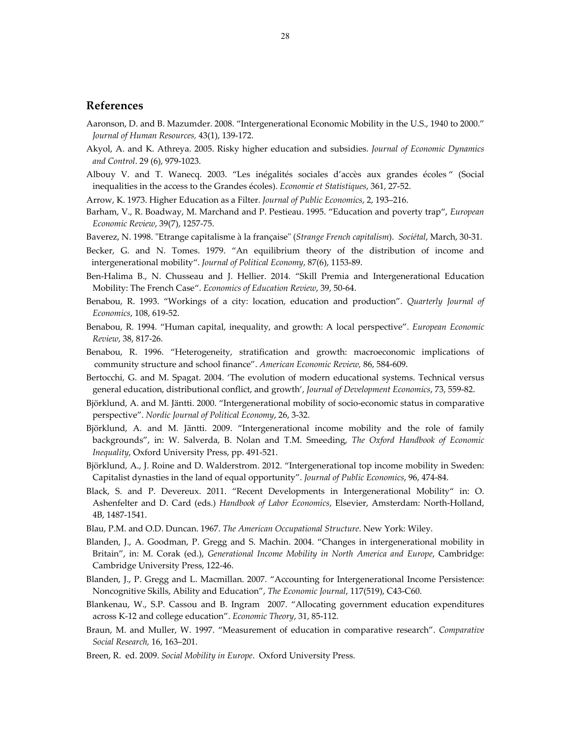## References

Aaronson, D. and B. Mazumder. 2008. "Intergenerational Economic Mobility in the U.S., 1940 to 2000." *Journal of Human Resources,* 43(1), 139-172.

Akyol, A. and K. Athreya. 2005. Risky higher education and subsidies. *Journal of Economic Dynamics and Control*. 29 (6), 979-1023.

Albouy V. and T. Wanecq. 2003. "Les inégalités sociales d'accès aux grandes écoles " (Social inequalities in the access to the Grandes écoles). *Economie et Statistiques*, 361, 27-52.

Arrow, K. 1973. Higher Education as a Filter. *Journal of Public Economics*, 2, 193–216.

Barham, V., R. Boadway, M. Marchand and P. Pestieau. 1995. "Education and poverty trap", *European Economic Review*, 39(7), 1257-75.

Baverez, N. 1998. "Etrange capitalisme à la française" (*Strange French capitalism*). *Sociétal*, March, 30-31.

Becker, G. and N. Tomes. 1979. "An equilibrium theory of the distribution of income and intergenerational mobility". *Journal of Political Economy*, 87(6), 1153-89.

Ben-Halima B., N. Chusseau and J. Hellier. 2014. "Skill Premia and Intergenerational Education Mobility: The French Case". *Economics of Education Review*, 39, 50-64.

Benabou, R. 1993. "Workings of a city: location, education and production". *Quarterly Journal of Economics*, 108, 619-52.

Benabou, R. 1994. "Human capital, inequality, and growth: A local perspective". *European Economic Review*, 38, 817-26.

Benabou, R. 1996. "Heterogeneity, stratification and growth: macroeconomic implications of community structure and school finance". *American Economic Review,* 86, 584-609.

Bertocchi, G. and M. Spagat. 2004. 'The evolution of modern educational systems. Technical versus general education, distributional conflict, and growth', *Journal of Development Economics*, 73, 559-82.

Björklund, A. and M. Jäntti. 2000. "Intergenerational mobility of socio-economic status in comparative perspective". *Nordic Journal of Political Economy*, 26, 3-32.

Björklund, A. and M. Jäntti. 2009. "Intergenerational income mobility and the role of family backgrounds", in: W. Salverda, B. Nolan and T.M. Smeeding, *The Oxford Handbook of Economic Inequality*, Oxford University Press, pp. 491-521.

Björklund, A., J. Roine and D. Walderstrom. 2012. "Intergenerational top income mobility in Sweden: Capitalist dynasties in the land of equal opportunity". *Journal of Public Economics*, 96, 474-84.

Black, S. and P. Devereux. 2011. "Recent Developments in Intergenerational Mobility" in: O. Ashenfelter and D. Card (eds.) *Handbook of Labor Economics*, Elsevier, Amsterdam: North-Holland, 4B, 1487-1541.

Blau, P.M. and O.D. Duncan. 1967. *The American Occupational Structure*. New York: Wiley.

Blanden, J., A. Goodman, P. Gregg and S. Machin. 2004. "Changes in intergenerational mobility in Britain", in: M. Corak (ed.), *Generational Income Mobility in North America and Europe*, Cambridge: Cambridge University Press, 122-46.

Blanden, J., P. Gregg and L. Macmillan. 2007. "Accounting for Intergenerational Income Persistence: Noncognitive Skills, Ability and Education", *The Economic Journal*, 117(519), C43-C60.

Blankenau, W., S.P. Cassou and B. Ingram 2007. "Allocating government education expenditures across K-12 and college education". *Economic Theory*, 31, 85-112.

Braun, M. and Muller, W. 1997. "Measurement of education in comparative research". *Comparative Social Research,* 16, 163–201.

Breen, R. ed. 2009. *Social Mobility in Europe*. Oxford University Press.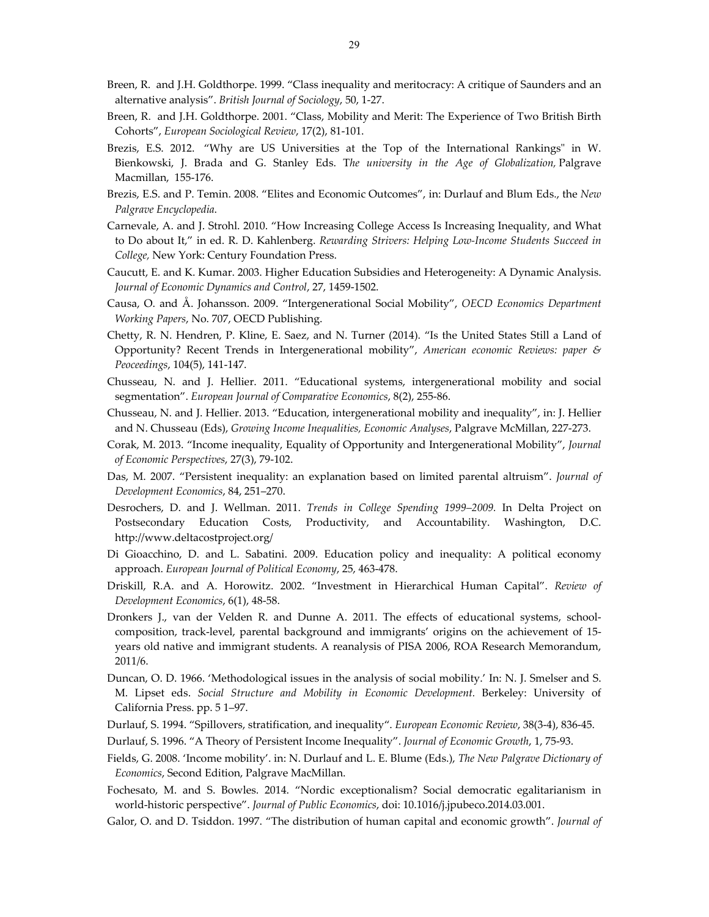Breen, R. and J.H. Goldthorpe. 1999. "Class inequality and meritocracy: A critique of Saunders and an alternative analysis". *British Journal of Sociology*, 50, 1-27.

Breen, R. and J.H. Goldthorpe. 2001. "Class, Mobility and Merit: The Experience of Two British Birth Cohorts", *European Sociological Review*, 17(2), 81-101.

Brezis, E.S. 2012. "Why are US Universities at the Top of the International Rankings" in W. Bienkowski, J. Brada and G. Stanley Eds. T*he university in the Age of Globalization,* Palgrave Macmillan, 155-176.

Brezis, E.S. and P. Temin. 2008. "Elites and Economic Outcomes", in: Durlauf and Blum Eds., the *New Palgrave Encyclopedia*.

Carnevale, A. and J. Strohl. 2010. "How Increasing College Access Is Increasing Inequality, and What to Do about It," in ed. R. D. Kahlenberg. *Rewarding Strivers: Helping Low-Income Students Succeed in College,* New York: Century Foundation Press.

Caucutt, E. and K. Kumar. 2003. Higher Education Subsidies and Heterogeneity: A Dynamic Analysis. *Journal of Economic Dynamics and Control*, 27, 1459-1502.

Causa, O. and Å. Johansson. 2009. "Intergenerational Social Mobility", *OECD Economics Department Working Papers*, No. 707, OECD Publishing.

Chetty, R. N. Hendren, P. Kline, E. Saez, and N. Turner (2014). "Is the United States Still a Land of Opportunity? Recent Trends in Intergenerational mobility", *American economic Reviews: paper & Peoceedings*, 104(5), 141-147.

Chusseau, N. and J. Hellier. 2011. "Educational systems, intergenerational mobility and social segmentation". *European Journal of Comparative Economics*, 8(2), 255-86.

Chusseau, N. and J. Hellier. 2013. "Education, intergenerational mobility and inequality", in: J. Hellier and N. Chusseau (Eds), *Growing Income Inequalities, Economic Analyses*, Palgrave McMillan, 227-273.

Corak, M. 2013. "Income inequality, Equality of Opportunity and Intergenerational Mobility", *Journal of Economic Perspectives*, 27(3), 79-102.

Das, M. 2007. "Persistent inequality: an explanation based on limited parental altruism". *Journal of Development Economics*, 84, 251–270.

Desrochers, D. and J. Wellman. 2011. *Trends in College Spending 1999–2009.* In Delta Project on Postsecondary Education Costs, Productivity, and Accountability. Washington, D.C. http://www.deltacostproject.org/

Di Gioacchino, D. and L. Sabatini. 2009. Education policy and inequality: A political economy approach. *European Journal of Political Economy*, 25, 463-478.

Driskill, R.A. and A. Horowitz. 2002. "Investment in Hierarchical Human Capital". *Review of Development Economics*, 6(1), 48-58.

Dronkers J., van der Velden R. and Dunne A. 2011. The effects of educational systems, school-composition, track-level, parental background and immigrants' origins on the achievement of 15-years old native and immigrant students. A reanalysis of PISA 2006, ROA Research Memorandum, 2011/6.

Duncan, O. D. 1966. 'Methodological issues in the analysis of social mobility.' In: N. J. Smelser and S. M. Lipset eds. *Social Structure and Mobility in Economic Development.* Berkeley: University of California Press. pp. 5 1–97.

Durlauf, S. 1994. "Spillovers, stratification, and inequality". *European Economic Review*, 38(3-4), 836-45.

Durlauf, S. 1996. "A Theory of Persistent Income Inequality". *Journal of Economic Growth*, 1, 75-93.

Fields, G. 2008. 'Income mobility'. in: N. Durlauf and L. E. Blume (Eds.), *The New Palgrave Dictionary of Economics*, Second Edition, Palgrave MacMillan.

Fochesato, M. and S. Bowles. 2014. "Nordic exceptionalism? Social democratic egalitarianism in world-historic perspective". *Journal of Public Economics*, doi: 10.1016/j.jpubeco.2014.03.001.

Galor, O. and D. Tsiddon. 1997. "The distribution of human capital and economic growth". *Journal of*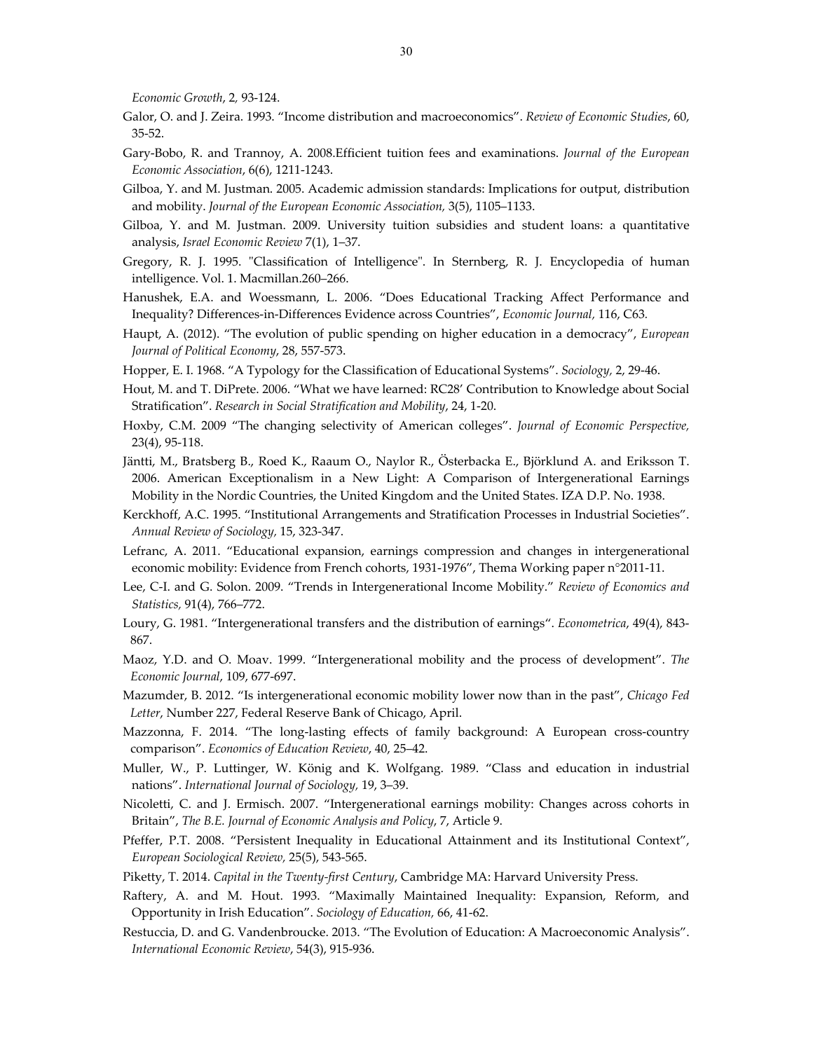*Economic Growth*, 2, 93-124.

Galor, O. and J. Zeira. 1993. "Income distribution and macroeconomics". *Review of Economic Studies*, 60, 35-52.

Gary-Bobo, R. and Trannoy, A. 2008.Efficient tuition fees and examinations. *Journal of the European Economic Association*, 6(6), 1211-1243.

Gilboa, Y. and M. Justman. 2005. Academic admission standards: Implications for output, distribution and mobility. *Journal of the European Economic Association,* 3(5), 1105–1133.

Gilboa, Y. and M. Justman. 2009. University tuition subsidies and student loans: a quantitative analysis, *Israel Economic Review* 7(1), 1–37.

Gregory, R. J. 1995. "Classification of Intelligence". In Sternberg, R. J. Encyclopedia of human intelligence. Vol. 1. Macmillan.260–266.

Hanushek, E.A. and Woessmann, L. 2006. "Does Educational Tracking Affect Performance and Inequality? Differences-in-Differences Evidence across Countries", *Economic Journal,* 116, C63.

Haupt, A. (2012). "The evolution of public spending on higher education in a democracy", *European Journal of Political Economy*, 28, 557-573.

Hopper, E. I. 1968. "A Typology for the Classification of Educational Systems". *Sociology,* 2, 29-46.

Hout, M. and T. DiPrete. 2006. "What we have learned: RC28' Contribution to Knowledge about Social Stratification". *Research in Social Stratification and Mobility*, 24, 1-20.

Hoxby, C.M. 2009 "The changing selectivity of American colleges". *Journal of Economic Perspective,* 23(4), 95-118.

Jäntti, M., Bratsberg B., Roed K., Raaum O., Naylor R., Österbacka E., Björklund A. and Eriksson T. 2006. American Exceptionalism in a New Light: A Comparison of Intergenerational Earnings Mobility in the Nordic Countries, the United Kingdom and the United States. IZA D.P. No. 1938.

Kerckhoff, A.C. 1995. "Institutional Arrangements and Stratification Processes in Industrial Societies". *Annual Review of Sociology,* 15, 323-347.

Lefranc, A. 2011. "Educational expansion, earnings compression and changes in intergenerational economic mobility: Evidence from French cohorts, 1931-1976", Thema Working paper n°2011-11.

Lee, C-I. and G. Solon. 2009. "Trends in Intergenerational Income Mobility." *Review of Economics and Statistics,* 91(4), 766–772.

Loury, G. 1981. "Intergenerational transfers and the distribution of earnings". *Econometrica*, 49(4), 843-867.

Maoz, Y.D. and O. Moav. 1999. "Intergenerational mobility and the process of development". *The Economic Journal*, 109, 677-697.

Mazumder, B. 2012. "Is intergenerational economic mobility lower now than in the past", *Chicago Fed Letter*, Number 227, Federal Reserve Bank of Chicago, April.

Mazzonna, F. 2014. "The long-lasting effects of family background: A European cross-country comparison". *Economics of Education Review*, 40, 25–42.

Muller, W., P. Luttinger, W. König and K. Wolfgang. 1989. "Class and education in industrial nations". *International Journal of Sociology,* 19, 3–39.

Nicoletti, C. and J. Ermisch. 2007. "Intergenerational earnings mobility: Changes across cohorts in Britain", *The B.E. Journal of Economic Analysis and Policy*, 7, Article 9.

Pfeffer, P.T. 2008. "Persistent Inequality in Educational Attainment and its Institutional Context", *European Sociological Review,* 25(5), 543-565.

Piketty, T. 2014. *Capital in the Twenty-first Century*, Cambridge MA: Harvard University Press.

Raftery, A. and M. Hout. 1993. "Maximally Maintained Inequality: Expansion, Reform, and Opportunity in Irish Education". *Sociology of Education,* 66, 41-62.

Restuccia, D. and G. Vandenbroucke. 2013. "The Evolution of Education: A Macroeconomic Analysis". *International Economic Review*, 54(3), 915-936.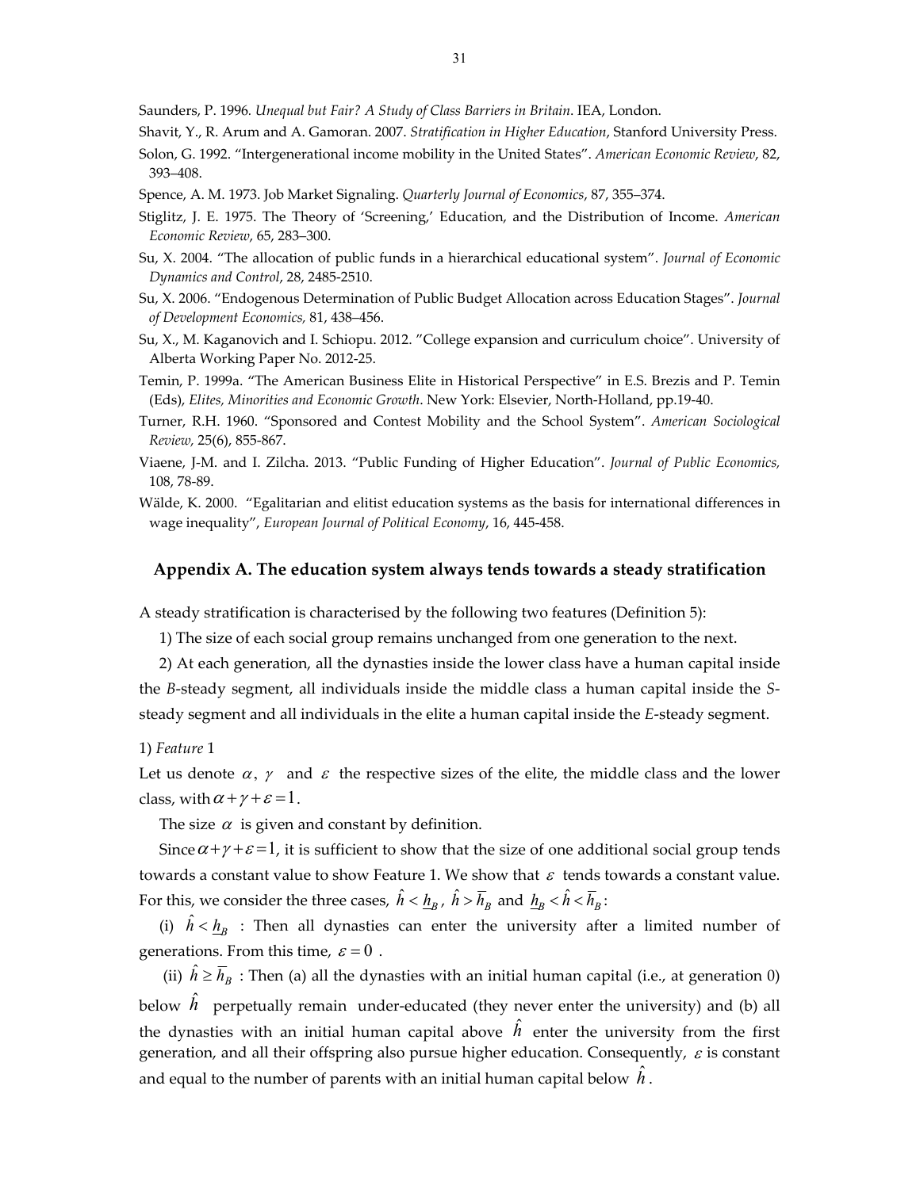Saunders, P. 1996. *Unequal but Fair? A Study of Class Barriers in Britain*. IEA, London.

Shavit, Y., R. Arum and A. Gamoran. 2007. *Stratification in Higher Education*, Stanford University Press.

Solon, G. 1992. "Intergenerational income mobility in the United States". *American Economic Review*, 82, 393–408.

Spence, A. M. 1973. Job Market Signaling. *Quarterly Journal of Economics*, 87, 355–374.

Stiglitz, J. E. 1975. The Theory of 'Screening,' Education, and the Distribution of Income. *American Economic Review*, 65, 283–300.

Su, X. 2004. "The allocation of public funds in a hierarchical educational system". *Journal of Economic Dynamics and Control*, 28, 2485-2510.

Su, X. 2006. "Endogenous Determination of Public Budget Allocation across Education Stages". *Journal of Development Economics,* 81, 438–456.

Su, X., M. Kaganovich and I. Schiopu. 2012. "College expansion and curriculum choice". University of Alberta Working Paper No. 2012-25.

Temin, P. 1999a. "The American Business Elite in Historical Perspective" in E.S. Brezis and P. Temin (Eds), *Elites, Minorities and Economic Growth*. New York: Elsevier, North-Holland, pp.19-40.

Turner, R.H. 1960. "Sponsored and Contest Mobility and the School System". *American Sociological Review,* 25(6), 855-867.

Viaene, J-M. and I. Zilcha. 2013. "Public Funding of Higher Education". *Journal of Public Economics,* 108, 78-89.

Wälde, K. 2000. "Egalitarian and elitist education systems as the basis for international differences in wage inequality", *European Journal of Political Economy*, 16, 445-458.

## Appendix A. The education system always tends towards a steady stratification

A steady stratification is characterised by the following two features (Definition 5):

1) The size of each social group remains unchanged from one generation to the next.

2) At each generation, all the dynasties inside the lower class have a human capital inside the *B*-steady segment, all individuals inside the middle class a human capital inside the *S*-steady segment and all individuals in the elite a human capital inside the *E*-steady segment.

1) *Feature* 1

Let us denote $\alpha$, $\gamma$ and $\varepsilon$ the respective sizes of the elite, the middle class and the lower class, with $\alpha+\gamma+\varepsilon=1$.

The size $\alpha$ is given and constant by definition.

Since $\alpha+\gamma+\varepsilon=1$, it is sufficient to show that the size of one additional social group tends towards a constant value to show Feature 1. We show that $\varepsilon$ tends towards a constant value. For this, we consider the three cases, $\hat{h} < \underline{h}_B$, $\hat{h} > \overline{h}_B$ and $\underline{h}_B < \hat{h} < \overline{h}_B$:

(i) $\hat{h} < \underline{h}_B$ : Then all dynasties can enter the university after a limited number of generations. From this time, $\varepsilon = 0$ .

(ii) $\hat{h} \geq \overline{h}_B$ : Then (a) all the dynasties with an initial human capital (i.e., at generation 0) below $\hat{h}$ perpetually remain under-educated (they never enter the university) and (b) all the dynasties with an initial human capital above $\hat{h}$ enter the university from the first generation, and all their offspring also pursue higher education. Consequently, $\varepsilon$ is constant and equal to the number of parents with an initial human capital below $\hat{h}$ .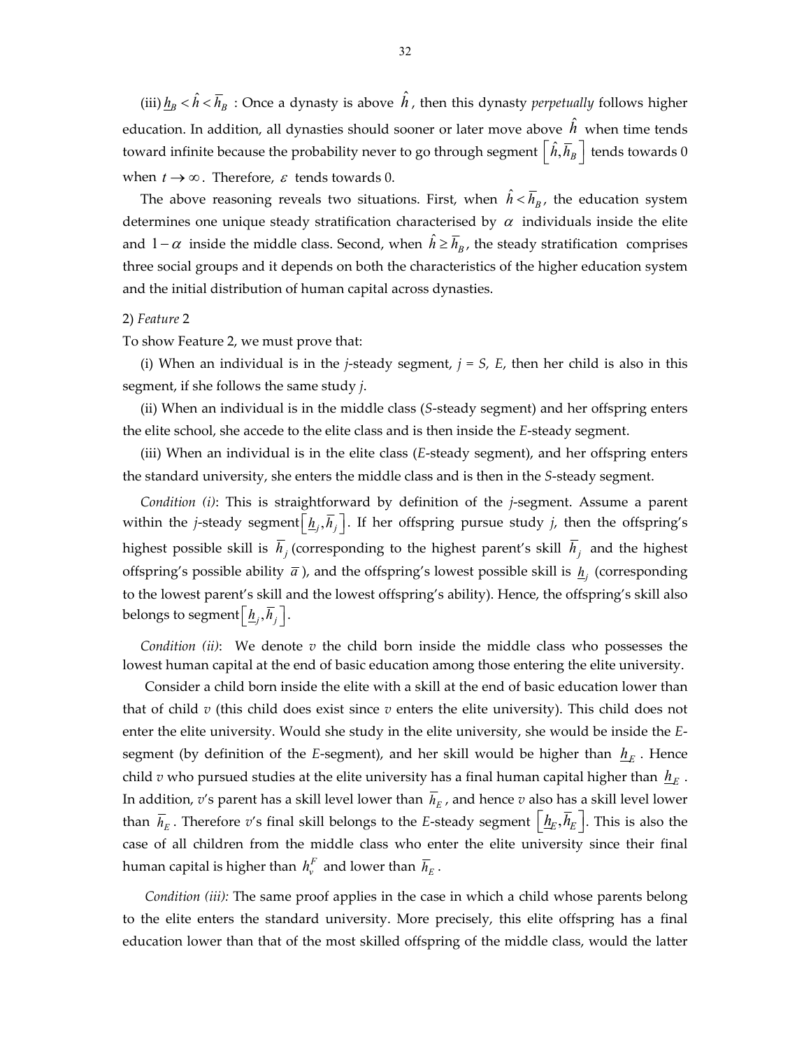(iii) $\underline{h}_B < \hat{h} < \overline{h}_B$ : Once a dynasty is above $\hat{h}$, then this dynasty *perpetually* follows higher education. In addition, all dynasties should sooner or later move above $\hat{h}$ when time tends toward infinite because the probability never to go through segment $\left[\hat{h}, \overline{h}_B\right]$ tends towards 0 when $t \to \infty$. Therefore, $\varepsilon$ tends towards 0.

The above reasoning reveals two situations. First, when $\hat{h} < \overline{h}_B$, the education system determines one unique steady stratification characterised by $\alpha$ individuals inside the elite and $1-\alpha$ inside the middle class. Second, when $\hat{h} \geq \overline{h}_B$, the steady stratification comprises three social groups and it depends on both the characteristics of the higher education system and the initial distribution of human capital across dynasties.

2) *Feature* 2

To show Feature 2, we must prove that:

(i) When an individual is in the *j*-steady segment, *j = S, E*, then her child is also in this segment, if she follows the same study *j*.

(ii) When an individual is in the middle class (*S*-steady segment) and her offspring enters the elite school, she accede to the elite class and is then inside the *E*-steady segment.

(iii) When an individual is in the elite class (*E*-steady segment), and her offspring enters the standard university, she enters the middle class and is then in the *S*-steady segment.

*Condition (i)*: This is straightforward by definition of the *j*-segment. Assume a parent within the *j*-steady segment $\left[\underline{h}_j, \overline{h}_j\right]$. If her offspring pursue study *j*, then the offspring's highest possible skill is $\overline{h}_j$ (corresponding to the highest parent's skill $\overline{h}_j$ and the highest offspring's possible ability $\overline{a}$), and the offspring's lowest possible skill is $\underline{h}_j$ (corresponding to the lowest parent's skill and the lowest offspring's ability). Hence, the offspring's skill also belongs to segment $\left[\underline{h}_j, \overline{h}_j\right]$.

*Condition (ii)*: We denote *v* the child born inside the middle class who possesses the lowest human capital at the end of basic education among those entering the elite university.

Consider a child born inside the elite with a skill at the end of basic education lower than that of child *v* (this child does exist since *v* enters the elite university). This child does not enter the elite university. Would she study in the elite university, she would be inside the *E*-segment (by definition of the *E*-segment), and her skill would be higher than $\underline{h}_E$. Hence child *v* who pursued studies at the elite university has a final human capital higher than $\underline{h}_E$. In addition, *v*'s parent has a skill level lower than $\overline{h}_E$, and hence *v* also has a skill level lower than $\overline{h}_E$. Therefore *v*'s final skill belongs to the *E*-steady segment $\left[\underline{h}_E, \overline{h}_E\right]$. This is also the case of all children from the middle class who enter the elite university since their final human capital is higher than $h_v^F$ and lower than $\overline{h}_E$.

*Condition (iii):* The same proof applies in the case in which a child whose parents belong to the elite enters the standard university. More precisely, this elite offspring has a final education lower than that of the most skilled offspring of the middle class, would the latter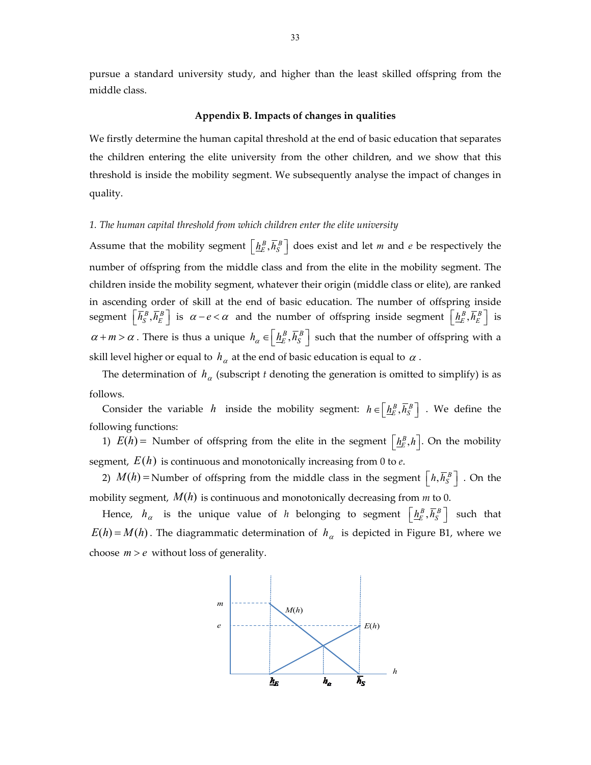pursue a standard university study, and higher than the least skilled offspring from the middle class.

## Appendix B. Impacts of changes in qualities

We firstly determine the human capital threshold at the end of basic education that separates the children entering the elite university from the other children, and we show that this threshold is inside the mobility segment. We subsequently analyse the impact of changes in quality.

*1. The human capital threshold from which children enter the elite university*

Assume that the mobility segment $\left[\underline{h}_E^B, \overline{h}_S^B\right]$ does exist and let *m* and *e* be respectively the number of offspring from the middle class and from the elite in the mobility segment. The children inside the mobility segment, whatever their origin (middle class or elite), are ranked in ascending order of skill at the end of basic education. The number of offspring inside segment $\left[\overline{h}_S^B, \overline{h}_E^B\right]$ is $\alpha - e < \alpha$ and the number of offspring inside segment $\left[\underline{h}_E^B, \overline{h}_E^B\right]$ is $\alpha + m > \alpha$. There is thus a unique $h_\alpha \in \left[\underline{h}_E^B, \overline{h}_S^B\right]$ such that the number of offspring with a skill level higher or equal to $h_\alpha$ at the end of basic education is equal to $\alpha$.

The determination of $h_\alpha$ (subscript *t* denoting the generation is omitted to simplify) is as follows.

Consider the variable $h$ inside the mobility segment: $h \in \left[\underline{h}_E^B, \overline{h}_S^B\right]$. We define the following functions:

1) $E(h) =$ Number of offspring from the elite in the segment $\left[\underline{h}_E^B, h\right]$. On the mobility segment, $E(h)$ is continuous and monotonically increasing from 0 to *e*.

2) $M(h) =$ Number of offspring from the middle class in the segment $\left[h, \overline{h}_S^B\right]$. On the mobility segment, $M(h)$ is continuous and monotonically decreasing from *m* to 0.

Hence, $h_\alpha$ is the unique value of *h* belonging to segment $\left[\underline{h}_E^B, \overline{h}_S^B\right]$ such that $E(h) = M(h)$. The diagrammatic determination of $h_\alpha$ is depicted in Figure B1, where we choose $m > e$ without loss of generality.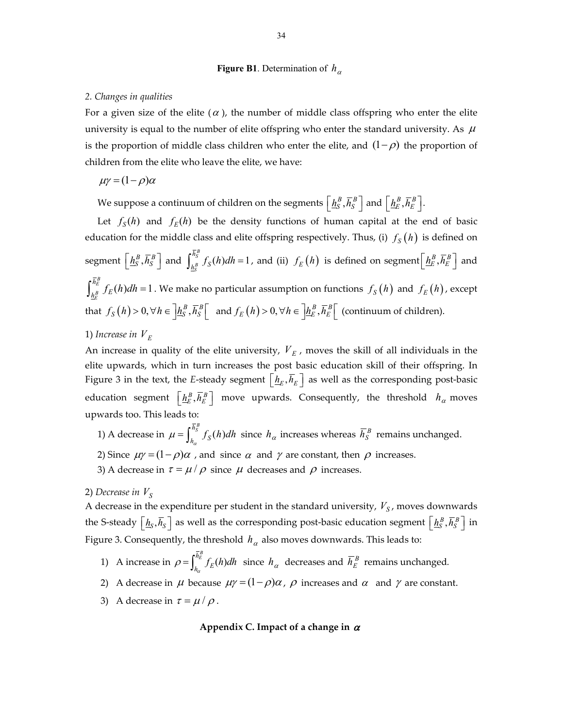**Figure B1**. Determination of $h_\alpha$

*2. Changes in qualities*

For a given size of the elite ($\alpha$), the number of middle class offspring who enter the elite university is equal to the number of elite offspring who enter the standard university. As $\mu$ is the proportion of middle class children who enter the elite, and $(1-\rho)$ the proportion of children from the elite who leave the elite, we have:

$$\mu\gamma = (1-\rho)\alpha$$

We suppose a continuum of children on the segments $\left[\underline{h}_S^B, \overline{h}_S^B\right]$ and $\left[\underline{h}_E^B, \overline{h}_E^B\right]$.

Let $f_S(h)$ and $f_E(h)$ be the density functions of human capital at the end of basic education for the middle class and elite offspring respectively. Thus, (i) $f_S(h)$ is defined on segment $\left[\underline{h}_S^B, \overline{h}_S^B\right]$ and $\int_{\underline{h}_S^B}^{\overline{h}_S^B} f_S(h)dh = 1$, and (ii) $f_E(h)$ is defined on segment $\left[\underline{h}_E^B, \overline{h}_E^B\right]$ and $\int_{\underline{h}_E^B}^{\overline{h}_E^B} f_E(h)dh = 1$. We make no particular assumption on functions $f_S(h)$ and $f_E(h)$, except that $f_S(h) > 0, \forall h \in \left]\underline{h}_S^B, \overline{h}_S^B\right[$ and $f_E(h) > 0, \forall h \in \left]\underline{h}_E^B, \overline{h}_E^B\right[$ (continuum of children).

1) *Increase in* $V_E$

An increase in quality of the elite university, $V_E$, moves the skill of all individuals in the elite upwards, which in turn increases the post basic education skill of their offspring. In Figure 3 in the text, the *E*-steady segment $\left[\underline{h}_E, \overline{h}_E\right]$ as well as the corresponding post-basic education segment $\left[\underline{h}_E^B, \overline{h}_E^B\right]$ move upwards. Consequently, the threshold $h_\alpha$ moves upwards too. This leads to:

1) A decrease in $\mu = \int_{h_\alpha}^{\overline{h}_S^B} f_S(h)dh$ since $h_\alpha$ increases whereas $\overline{h}_S^B$ remains unchanged.

2) Since $\mu\gamma = (1-\rho)\alpha$, and since $\alpha$ and $\gamma$ are constant, then $\rho$ increases.

3) A decrease in $\tau = \mu / \rho$ since $\mu$ decreases and $\rho$ increases.

2) *Decrease in* $V_S$

A decrease in the expenditure per student in the standard university, $V_S$, moves downwards the S-steady $\left[\underline{h}_S, \overline{h}_S\right]$ as well as the corresponding post-basic education segment $\left[\underline{h}_S^B, \overline{h}_S^B\right]$ in Figure 3. Consequently, the threshold $h_\alpha$ also moves downwards. This leads to:

1) A increase in $\rho = \int_{h_\alpha}^{\overline{h}_E^B} f_E(h)dh$ since $h_\alpha$ decreases and $\overline{h}_E^B$ remains unchanged.

2) A decrease in $\mu$ because $\mu\gamma = (1-\rho)\alpha$, $\rho$ increases and $\alpha$ and $\gamma$ are constant.

3) A decrease in $\tau = \mu / \rho$.

## Appendix C. Impact of a change in $\alpha$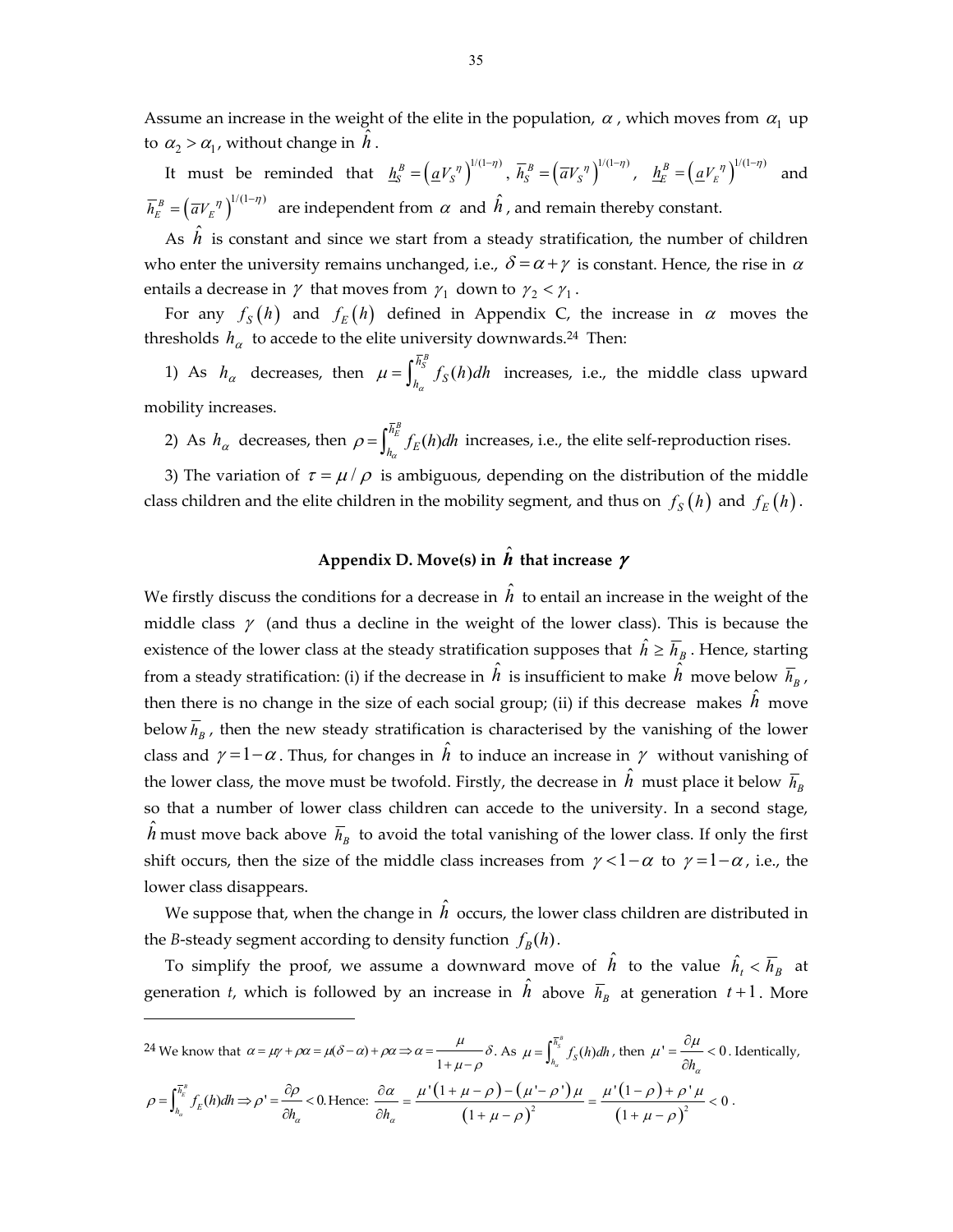Assume an increase in the weight of the elite in the population, $\alpha$, which moves from $\alpha_1$ up to $\alpha_2 > \alpha_1$, without change in $\hat{h}$.

It must be reminded that $\underline{h}_S^B = \left(\underline{a}V_S^{\eta}\right)^{1/(1-\eta)}$, $\overline{h}_S^B = \left(\overline{a}V_S^{\eta}\right)^{1/(1-\eta)}$, $\underline{h}_E^B = \left(\underline{a}V_E^{\eta}\right)^{1/(1-\eta)}$ and $\overline{h}_E^B = \left(\overline{a}V_E^{\eta}\right)^{1/(1-\eta)}$ are independent from $\alpha$ and $\hat{h}$, and remain thereby constant.

As $\hat{h}$ is constant and since we start from a steady stratification, the number of children who enter the university remains unchanged, i.e., $\delta = \alpha + \gamma$ is constant. Hence, the rise in $\alpha$ entails a decrease in $\gamma$ that moves from $\gamma_1$ down to $\gamma_2 < \gamma_1$.

For any $f_S(h)$ and $f_E(h)$ defined in Appendix C, the increase in $\alpha$ moves the thresholds $h_\alpha$ to accede to the elite university downwards.[24] Then:

1) As $h_\alpha$ decreases, then $\mu = \int_{h_\alpha}^{\overline{h}_S^B} f_S(h)dh$ increases, i.e., the middle class upward mobility increases.

2) As $h_\alpha$ decreases, then $\rho = \int_{h_\alpha}^{\overline{h}_E^B} f_E(h)dh$ increases, i.e., the elite self-reproduction rises.

3) The variation of $\tau = \mu / \rho$ is ambiguous, depending on the distribution of the middle class children and the elite children in the mobility segment, and thus on $f_S(h)$ and $f_E(h)$.

## Appendix D. Move(s) in $\hat{h}$ that increase $\gamma$

We firstly discuss the conditions for a decrease in $\hat{h}$ to entail an increase in the weight of the middle class $\gamma$ (and thus a decline in the weight of the lower class). This is because the existence of the lower class at the steady stratification supposes that $\hat{h} \geq \overline{h}_B$. Hence, starting from a steady stratification: (i) if the decrease in $\hat{h}$ is insufficient to make $\hat{h}$ move below $\overline{h}_B$, then there is no change in the size of each social group; (ii) if this decrease makes $\hat{h}$ move below $\overline{h}_B$, then the new steady stratification is characterised by the vanishing of the lower class and $\gamma = 1-\alpha$. Thus, for changes in $\hat{h}$ to induce an increase in $\gamma$ without vanishing of the lower class, the move must be twofold. Firstly, the decrease in $\hat{h}$ must place it below $\overline{h}_B$ so that a number of lower class children can accede to the university. In a second stage, $\hat{h}$ must move back above $\overline{h}_B$ to avoid the total vanishing of the lower class. If only the first shift occurs, then the size of the middle class increases from $\gamma < 1-\alpha$ to $\gamma = 1-\alpha$, i.e., the lower class disappears.

We suppose that, when the change in $\hat{h}$ occurs, the lower class children are distributed in the *B*-steady segment according to density function $f_B(h)$.

To simplify the proof, we assume a downward move of $\hat{h}$ to the value $\hat{h}_t < \overline{h}_B$ at generation *t*, which is followed by an increase in $\hat{h}$ above $\overline{h}_B$ at generation $t+1$. More

---

[24] We know that $\alpha = \mu\gamma + \rho\alpha = \mu(\delta - \alpha) + \rho\alpha \Rightarrow \alpha = \dfrac{\mu}{1+\mu-\rho}\delta$. As $\mu = \int_{h_\alpha}^{\overline{h}_S^B} f_S(h)dh$, then $\mu' = \dfrac{\partial \mu}{\partial h_\alpha} < 0$. Identically, $\rho = \int_{h_\alpha}^{\overline{h}_E^B} f_E(h)dh \Rightarrow \rho' = \dfrac{\partial \rho}{\partial h_\alpha} < 0$. Hence: $\dfrac{\partial \alpha}{\partial h_\alpha} = \dfrac{\mu'(1+\mu-\rho) - (\mu' - \rho')\mu}{(1+\mu-\rho)^2} = \dfrac{\mu'(1-\rho) + \rho'\mu}{(1+\mu-\rho)^2} < 0$.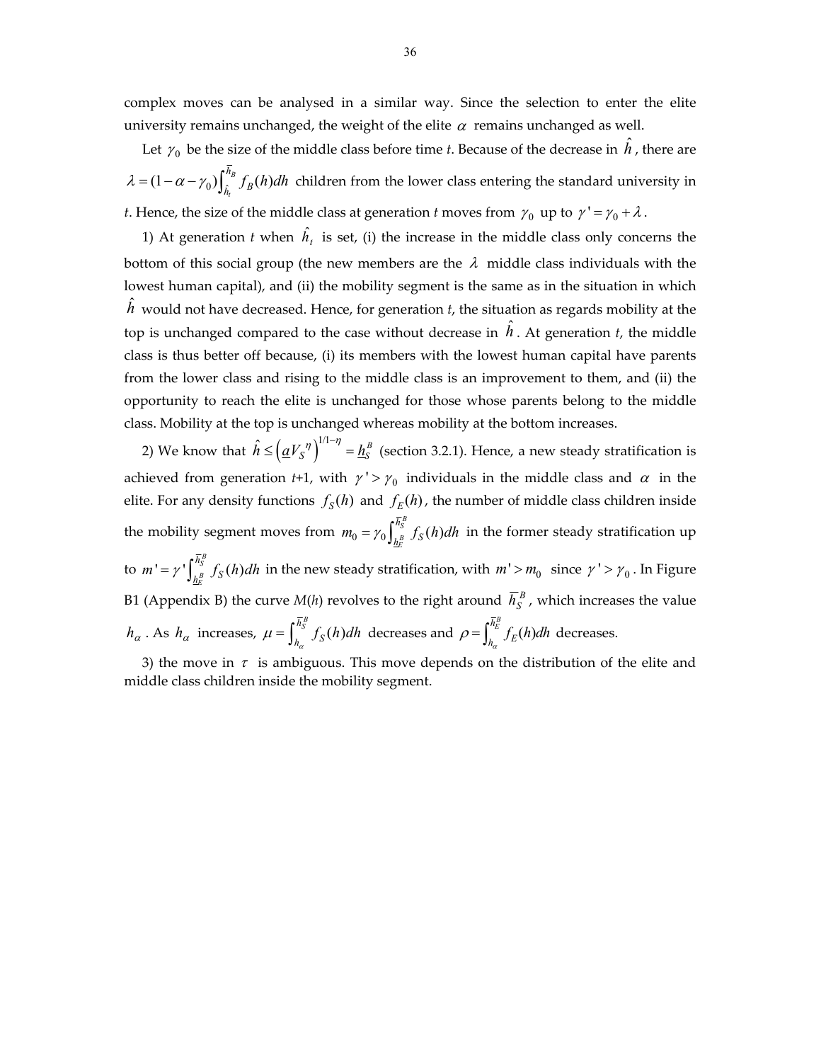complex moves can be analysed in a similar way. Since the selection to enter the elite university remains unchanged, the weight of the elite $\alpha$ remains unchanged as well.

Let $\gamma_0$ be the size of the middle class before time *t*. Because of the decrease in $\hat{h}$, there are $\lambda = (1-\alpha-\gamma_0)\int_{\hat{h}_t}^{\overline{h}_B} f_B(h)dh$ children from the lower class entering the standard university in *t*. Hence, the size of the middle class at generation *t* moves from $\gamma_0$ up to $\gamma' = \gamma_0 + \lambda$.

1) At generation *t* when $\hat{h}_t$ is set, (i) the increase in the middle class only concerns the bottom of this social group (the new members are the $\lambda$ middle class individuals with the lowest human capital), and (ii) the mobility segment is the same as in the situation in which $\hat{h}$ would not have decreased. Hence, for generation *t*, the situation as regards mobility at the top is unchanged compared to the case without decrease in $\hat{h}$. At generation *t*, the middle class is thus better off because, (i) its members with the lowest human capital have parents from the lower class and rising to the middle class is an improvement to them, and (ii) the opportunity to reach the elite is unchanged for those whose parents belong to the middle class. Mobility at the top is unchanged whereas mobility at the bottom increases.

2) We know that $\hat{h} \leq \left(\underline{a}V_S{}^{\eta}\right)^{1/1-\eta} = \underline{h}_S^B$ (section 3.2.1). Hence, a new steady stratification is achieved from generation *t*+1, with $\gamma' > \gamma_0$ individuals in the middle class and $\alpha$ in the elite. For any density functions $f_S(h)$ and $f_E(h)$, the number of middle class children inside the mobility segment moves from $m_0 = \gamma_0 \int_{\underline{h}_E^B}^{\overline{h}_S^B} f_S(h)dh$ in the former steady stratification up to $m' = \gamma' \int_{\underline{h}_E^B}^{\overline{h}_S^B} f_S(h)dh$ in the new steady stratification, with $m' > m_0$ since $\gamma' > \gamma_0$. In Figure B1 (Appendix B) the curve *M*(*h*) revolves to the right around $\overline{h}_S^B$, which increases the value $h_\alpha$. As $h_\alpha$ increases, $\mu = \int_{h_\alpha}^{\overline{h}_S^B} f_S(h)dh$ decreases and $\rho = \int_{h_\alpha}^{\overline{h}_E^B} f_E(h)dh$ decreases.

3) the move in $\tau$ is ambiguous. This move depends on the distribution of the elite and middle class children inside the mobility segment.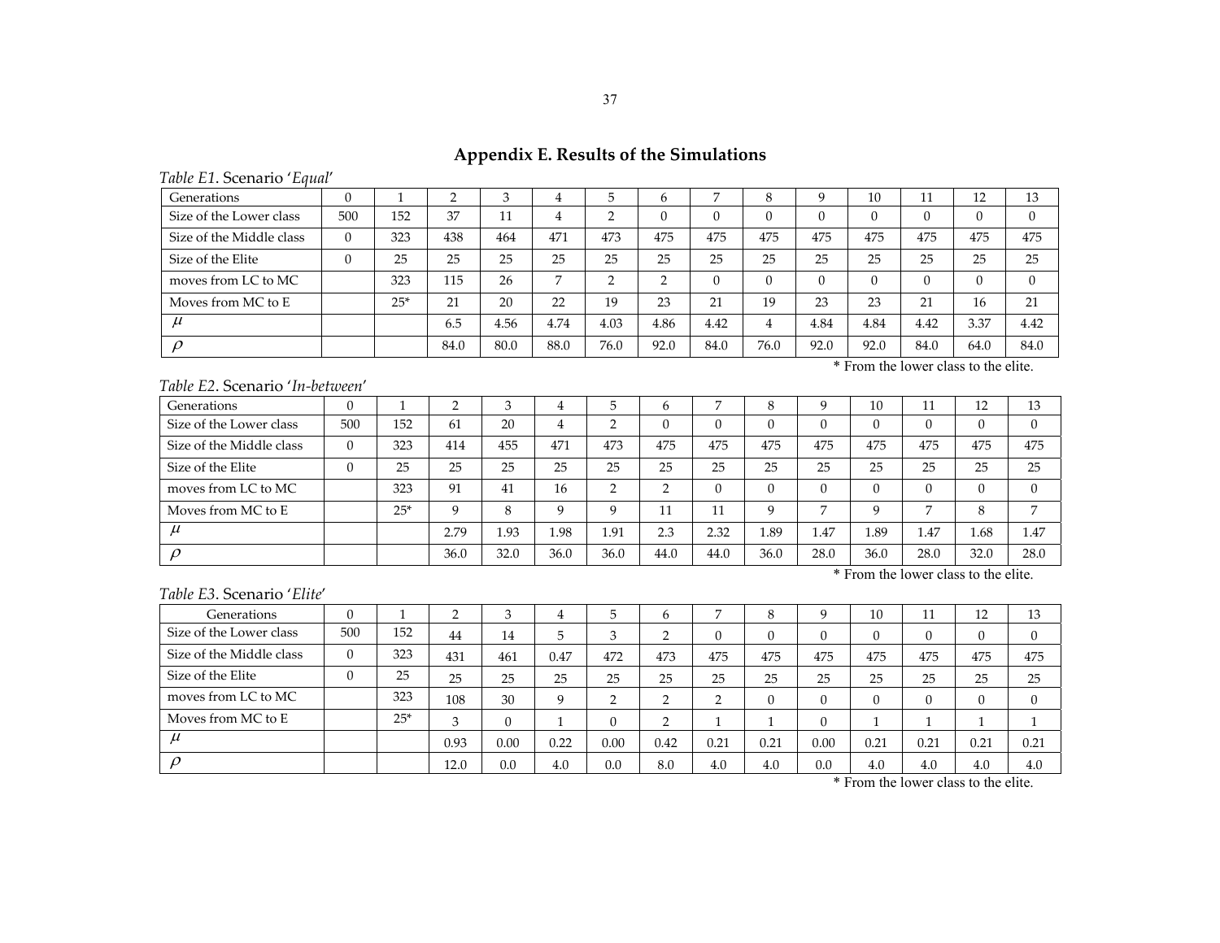## Appendix E. Results of the Simulations

*Table E1.* Scenario '*Equal*'

| Generations | 0 | 1 | 2 | 3 | 4 | 5 | 6 | 7 | 8 | 9 | 10 | 11 | 12 | 13 |
|---|---|---|---|---|---|---|---|---|---|---|---|---|---|---|
| Size of the Lower class | 500 | 152 | 37 | 11 | 4 | 2 | 0 | 0 | 0 | 0 | 0 | 0 | 0 | 0 |
| Size of the Middle class | 0 | 323 | 438 | 464 | 471 | 473 | 475 | 475 | 475 | 475 | 475 | 475 | 475 | 475 |
| Size of the Elite | 0 | 25 | 25 | 25 | 25 | 25 | 25 | 25 | 25 | 25 | 25 | 25 | 25 | 25 |
| moves from LC to MC | | 323 | 115 | 26 | 7 | 2 | 2 | 0 | 0 | 0 | 0 | 0 | 0 | 0 |
| Moves from MC to E | | 25* | 21 | 20 | 22 | 19 | 23 | 21 | 19 | 23 | 23 | 21 | 16 | 21 |
| $\mu$ | | | 6.5 | 4.56 | 4.74 | 4.03 | 4.86 | 4.42 | 4 | 4.84 | 4.84 | 4.42 | 3.37 | 4.42 |
| $\rho$ | | | 84.0 | 80.0 | 88.0 | 76.0 | 92.0 | 84.0 | 76.0 | 92.0 | 92.0 | 84.0 | 64.0 | 84.0 |

\* From the lower class to the elite.

*Table E2.* Scenario '*In-between*'

| Generations | 0 | 1 | 2 | 3 | 4 | 5 | 6 | 7 | 8 | 9 | 10 | 11 | 12 | 13 |
|---|---|---|---|---|---|---|---|---|---|---|---|---|---|---|
| Size of the Lower class | 500 | 152 | 61 | 20 | 4 | 2 | 0 | 0 | 0 | 0 | 0 | 0 | 0 | 0 |
| Size of the Middle class | 0 | 323 | 414 | 455 | 471 | 473 | 475 | 475 | 475 | 475 | 475 | 475 | 475 | 475 |
| Size of the Elite | 0 | 25 | 25 | 25 | 25 | 25 | 25 | 25 | 25 | 25 | 25 | 25 | 25 | 25 |
| moves from LC to MC | | 323 | 91 | 41 | 16 | 2 | 2 | 0 | 0 | 0 | 0 | 0 | 0 | 0 |
| Moves from MC to E | | 25* | 9 | 8 | 9 | 9 | 11 | 11 | 9 | 7 | 9 | 7 | 8 | 7 |
| $\mu$ | | | 2.79 | 1.93 | 1.98 | 1.91 | 2.3 | 2.32 | 1.89 | 1.47 | 1.89 | 1.47 | 1.68 | 1.47 |
| $\rho$ | | | 36.0 | 32.0 | 36.0 | 36.0 | 44.0 | 44.0 | 36.0 | 28.0 | 36.0 | 28.0 | 32.0 | 28.0 |

\* From the lower class to the elite.

*Table E3.* Scenario '*Elite*'

| Generations | 0 | 1 | 2 | 3 | 4 | 5 | 6 | 7 | 8 | 9 | 10 | 11 | 12 | 13 |
|---|---|---|---|---|---|---|---|---|---|---|---|---|---|---|
| Size of the Lower class | 500 | 152 | 44 | 14 | 5 | 3 | 2 | 0 | 0 | 0 | 0 | 0 | 0 | 0 |
| Size of the Middle class | 0 | 323 | 431 | 461 | 0.47 | 472 | 473 | 475 | 475 | 475 | 475 | 475 | 475 | 475 |
| Size of the Elite | 0 | 25 | 25 | 25 | 25 | 25 | 25 | 25 | 25 | 25 | 25 | 25 | 25 | 25 |
| moves from LC to MC | | 323 | 108 | 30 | 9 | 2 | 2 | 2 | 0 | 0 | 0 | 0 | 0 | 0 |
| Moves from MC to E | | 25* | 3 | 0 | 1 | 0 | 2 | 1 | 1 | 0 | 1 | 1 | 1 | 1 |
| $\mu$ | | | 0.93 | 0.00 | 0.22 | 0.00 | 0.42 | 0.21 | 0.21 | 0.00 | 0.21 | 0.21 | 0.21 | 0.21 |
| $\rho$ | | | 12.0 | 0.0 | 4.0 | 0.0 | 8.0 | 4.0 | 4.0 | 0.0 | 4.0 | 4.0 | 4.0 | 4.0 |

\* From the lower class to the elite.